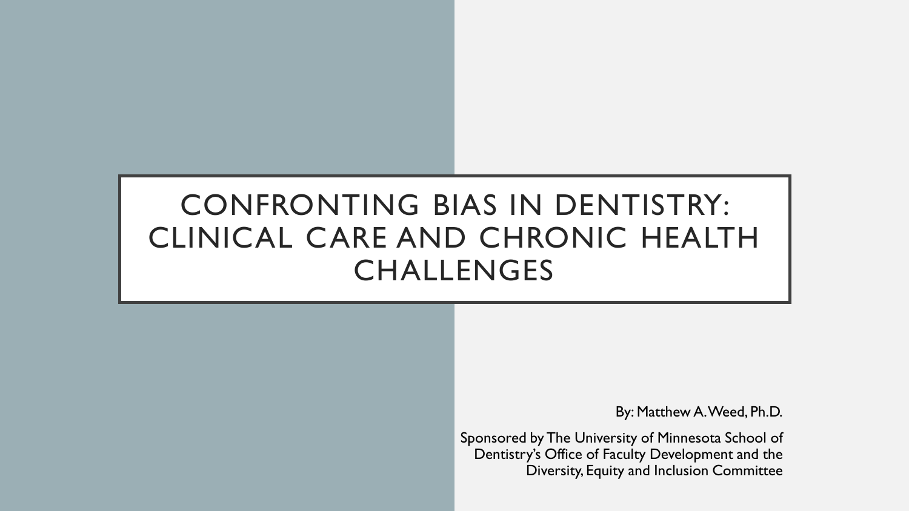# CONFRONTING BIAS IN DENTISTRY: CLINICAL CARE AND CHRONIC HEALTH CHALLENGES

By: Matthew A. Weed, Ph.D.

Sponsored by The University of Minnesota School of Dentistry's Office of Faculty Development and the Diversity, Equity and Inclusion Committee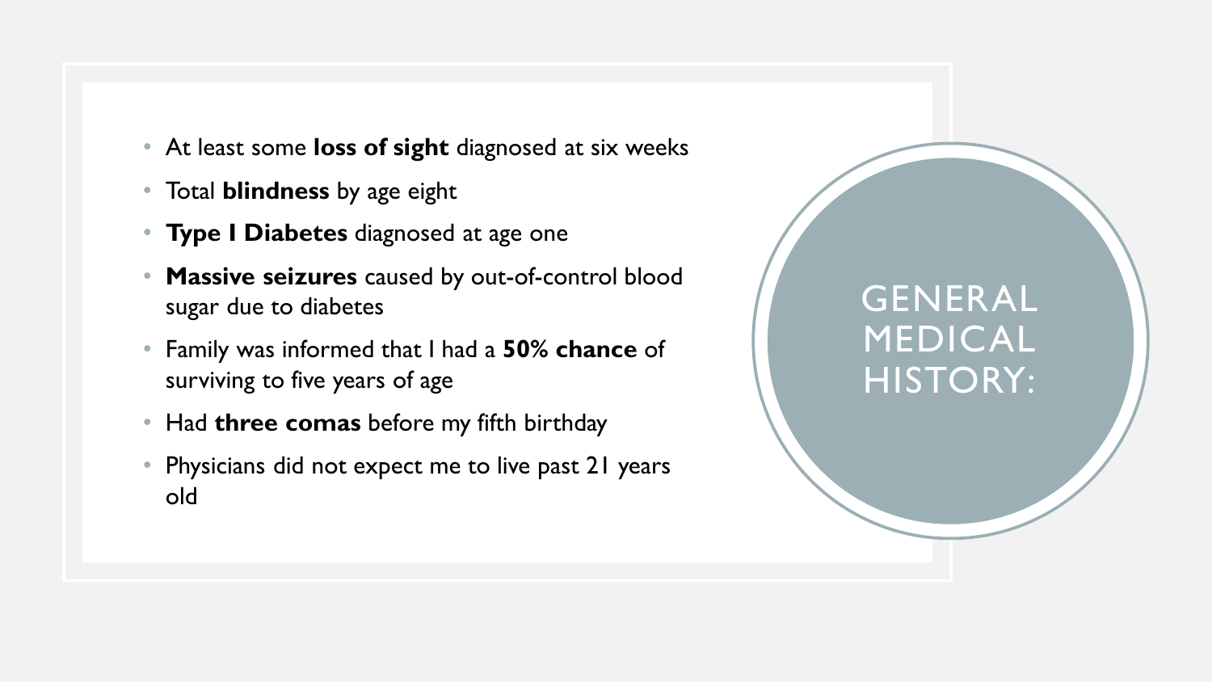# GENERAL MEDICAL HISTORY:

- At least some **loss of sight** diagnosed at six weeks
- Total **blindness** by age eight
- **Type I Diabetes** diagnosed at age one
- **Massive seizures** caused by out-of-control blood sugar due to diabetes
- Family was informed that I had a **50% chance** of surviving to five years of age
- Had **three comas** before my fifth birthday
- Physicians did not expect me to live past 21 years old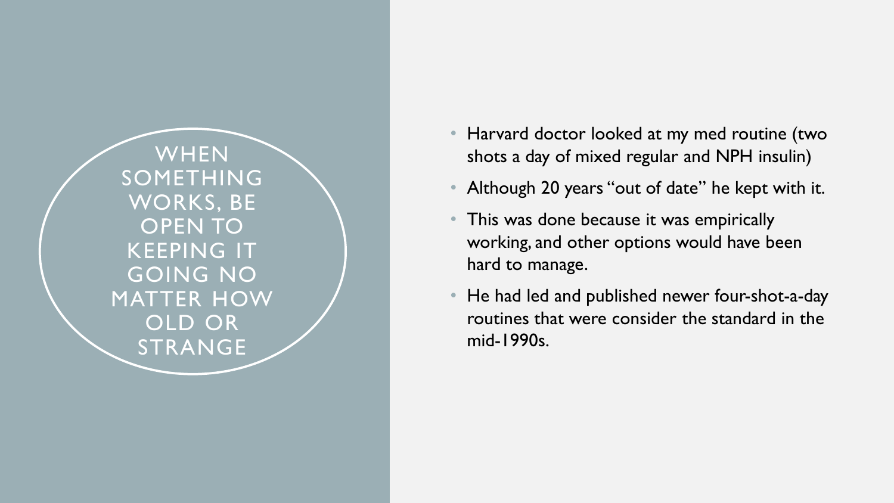# WHEN SOMETHING WORKS, BE OPEN TO KEEPING IT GOING NO MATTER HOW OLD OR STRANGE

- Harvard doctor looked at my med routine (two shots a day of mixed regular and NPH insulin)
- Although 20 years "out of date" he kept with it.
- This was done because it was empirically working, and other options would have been hard to manage.
- He had led and published newer four-shot-a-day routines that were consider the standard in the mid-1990s.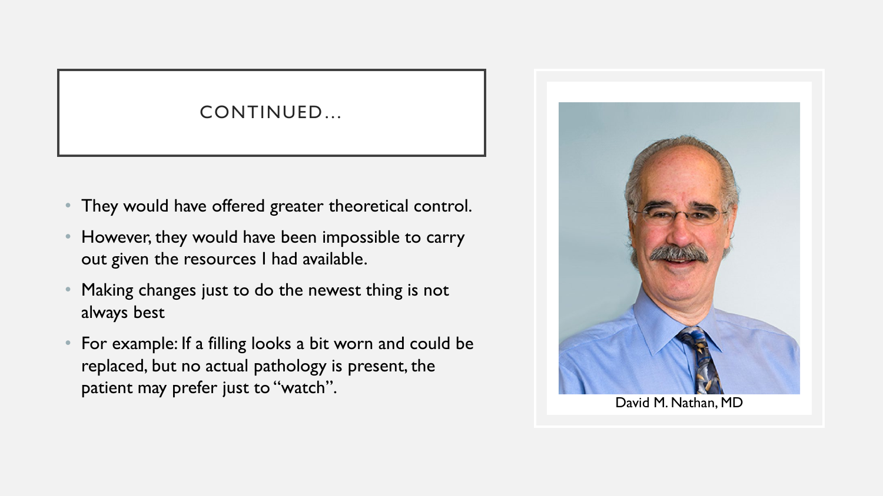## CONTINUED…

- They would have offered greater theoretical control.
- However, they would have been impossible to carry out given the resources I had available.
- Making changes just to do the newest thing is not always best
- For example: If a filling looks a bit worn and could be replaced, but no actual pathology is present, the patient may prefer just to "watch".

David M. Nathan, MD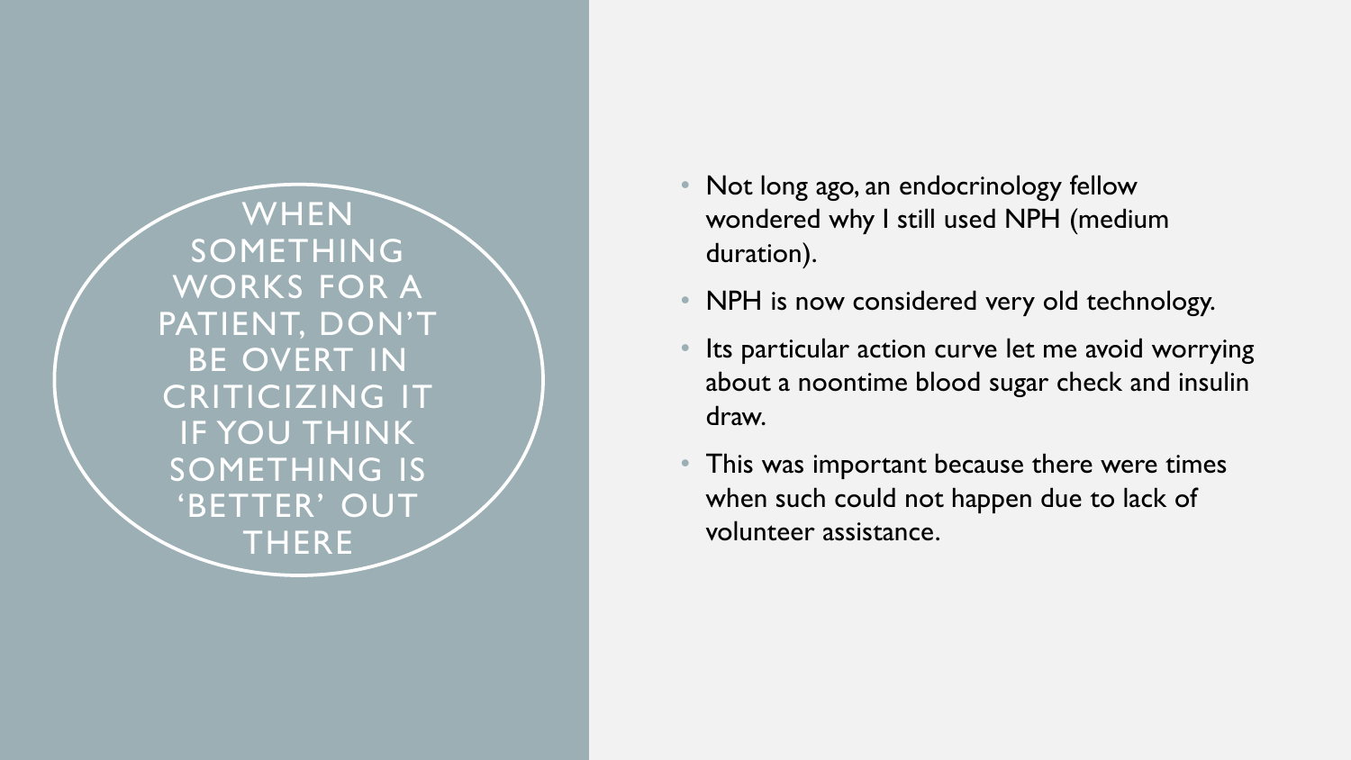# WHEN SOMETHING WORKS FOR A PATIENT, DON'T BE OVERT IN CRITICIZING IT IF YOU THINK SOMETHING IS 'BETTER' OUT THERE

- Not long ago, an endocrinology fellow wondered why I still used NPH (medium duration).
- NPH is now considered very old technology.
- Its particular action curve let me avoid worrying about a noontime blood sugar check and insulin draw.
- This was important because there were times when such could not happen due to lack of volunteer assistance.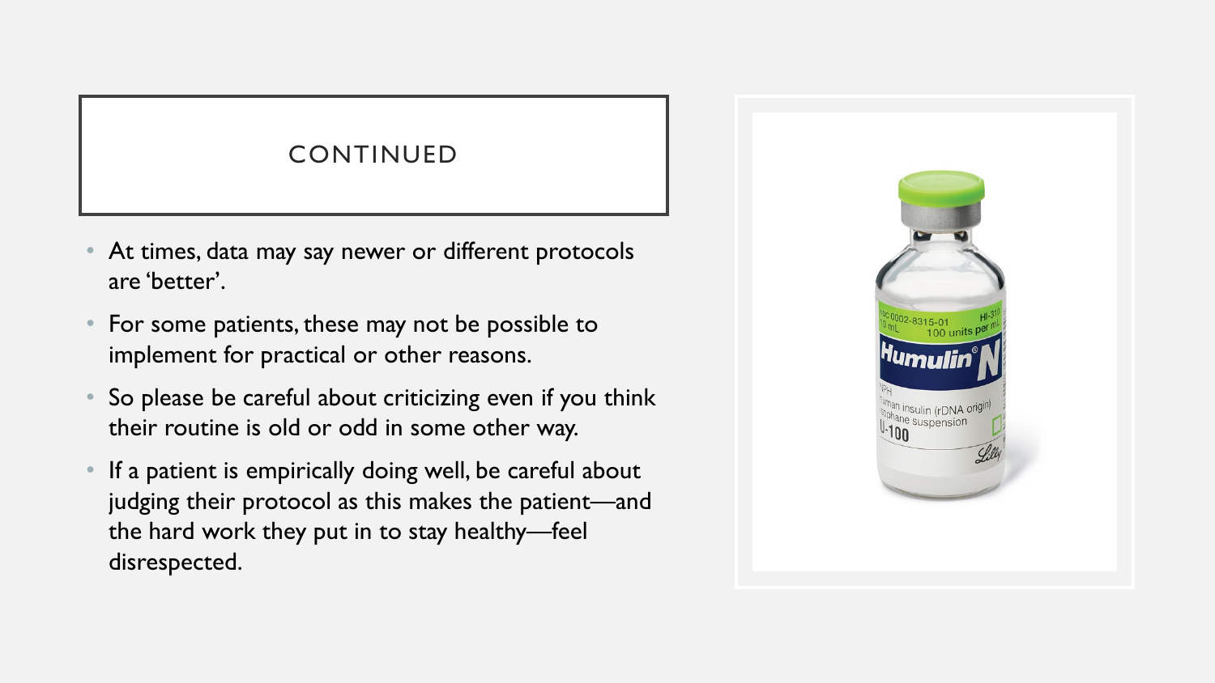## CONTINUED

- At times, data may say newer or different protocols are 'better'.
- For some patients, these may not be possible to implement for practical or other reasons.
- So please be careful about criticizing even if you think their routine is old or odd in some other way.
- If a patient is empirically doing well, be careful about judging their protocol as this makes the patient—and the hard work they put in to stay healthy—feel disrespected.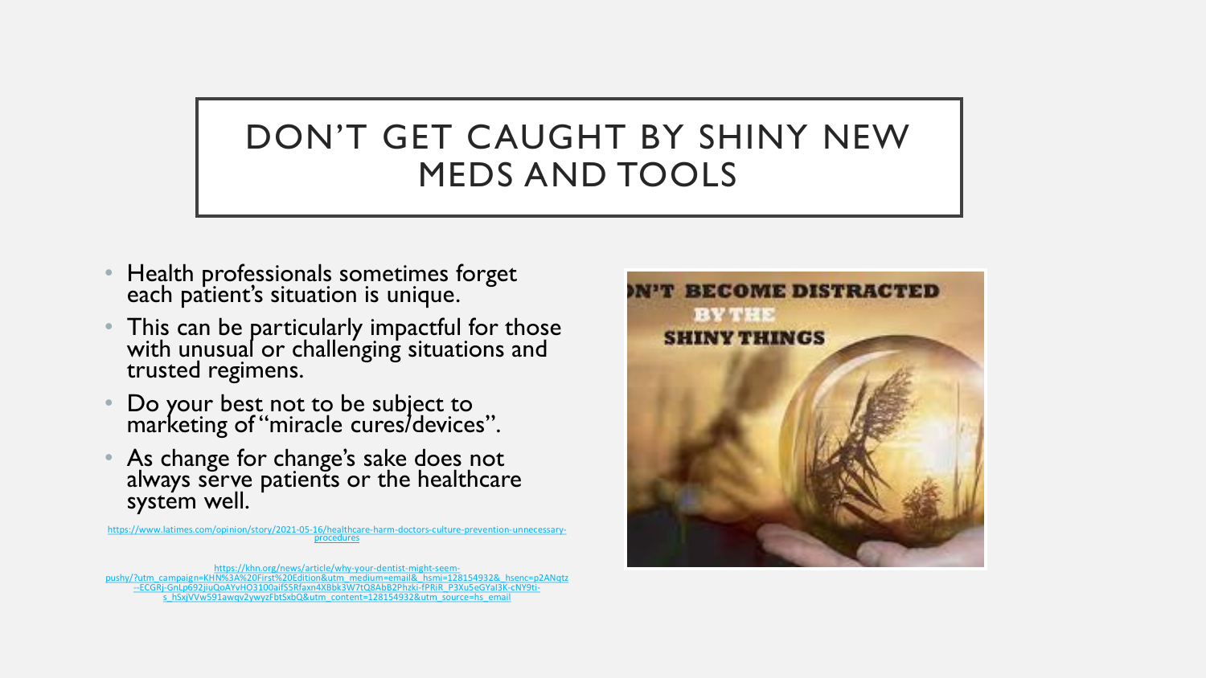# DON'T GET CAUGHT BY SHINY NEW MEDS AND TOOLS

- Health professionals sometimes forget each patient's situation is unique.
- This can be particularly impactful for those with unusual or challenging situations and trusted regimens.
- Do your best not to be subject to marketing of "miracle cures/devices".
- As change for change's sake does not always serve patients or the healthcare system well.

https://www.latimes.com/opinion/story/2021-05-16/healthcare-harm-doctors-culture-prevention-unnecessary-procedures

https://khn.org/news/article/why-your-dentist-might-seem-pushy/?utm_campaign=KHN%3A%20First%20Edition&utm_medium=email&_hsmi=128154932&_hsenc=p2ANqtz--ECGRj-GnLp692jiuQoAYvHO3100aifS5Rfaxn4XBbk3W7tQ8AbB2Phzki-fPRiR_P3Xu5eGYal3K-cNY9ti-s_hSxjVVw591awqv2ywyzFbtSxbQ&utm_content=128154932&utm_source=hs_email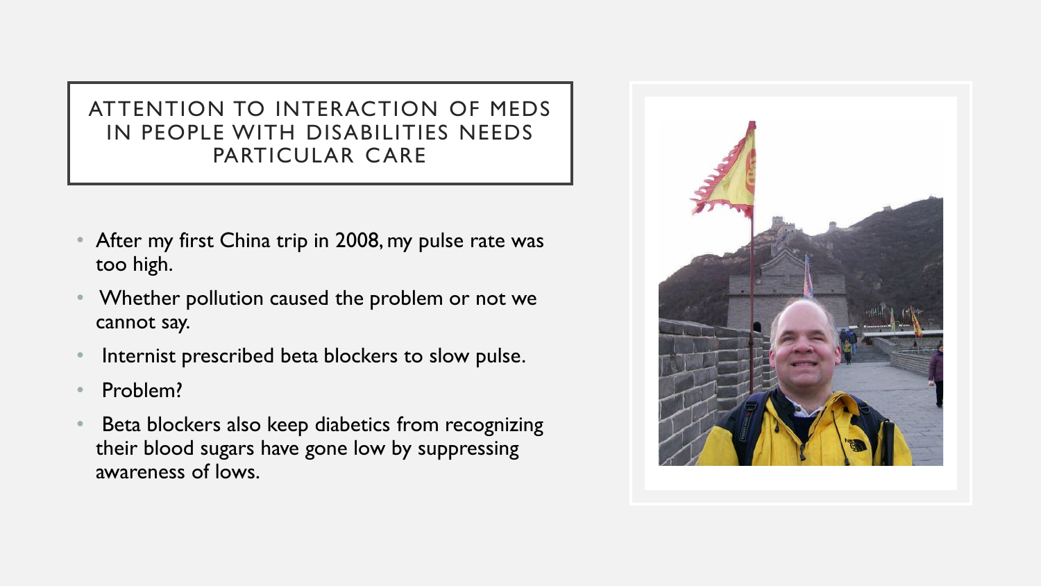# ATTENTION TO INTERACTION OF MEDS IN PEOPLE WITH DISABILITIES NEEDS PARTICULAR CARE

- After my first China trip in 2008, my pulse rate was too high.
- Whether pollution caused the problem or not we cannot say.
- Internist prescribed beta blockers to slow pulse.
- Problem?
- Beta blockers also keep diabetics from recognizing their blood sugars have gone low by suppressing awareness of lows.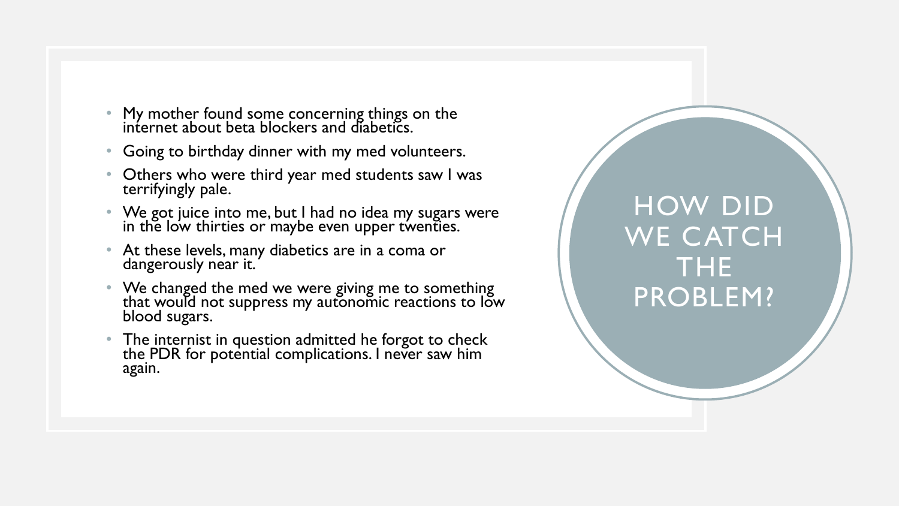# HOW DID WE CATCH THE PROBLEM?

- My mother found some concerning things on the internet about beta blockers and diabetics.
- Going to birthday dinner with my med volunteers.
- Others who were third year med students saw I was terrifyingly pale.
- We got juice into me, but I had no idea my sugars were in the low thirties or maybe even upper twenties.
- At these levels, many diabetics are in a coma or dangerously near it.
- We changed the med we were giving me to something that would not suppress my autonomic reactions to low blood sugars.
- The internist in question admitted he forgot to check the PDR for potential complications. I never saw him again.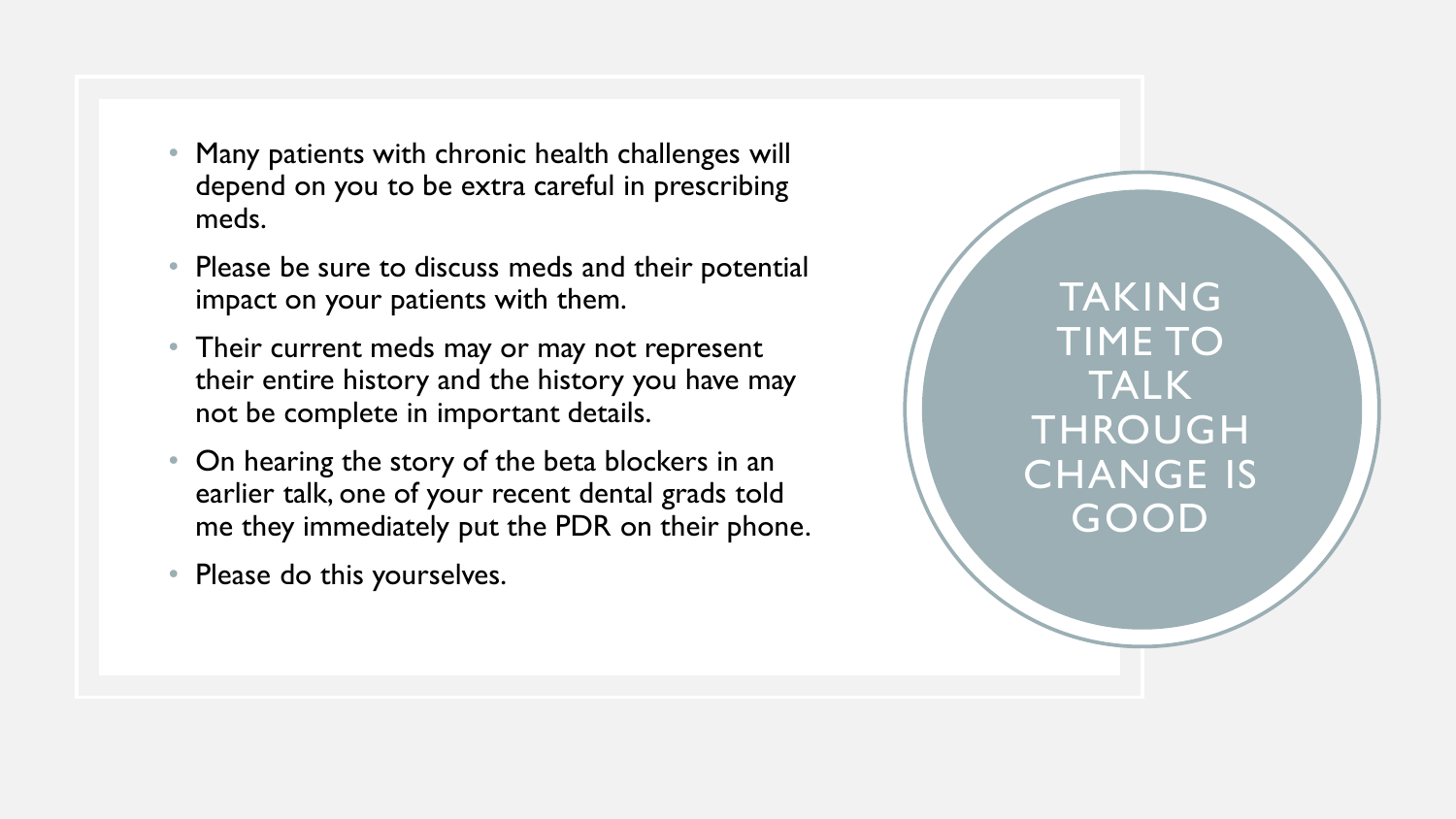## TAKING TIME TO TALK THROUGH CHANGE IS GOOD

- Many patients with chronic health challenges will depend on you to be extra careful in prescribing meds.
- Please be sure to discuss meds and their potential impact on your patients with them.
- Their current meds may or may not represent their entire history and the history you have may not be complete in important details.
- On hearing the story of the beta blockers in an earlier talk, one of your recent dental grads told me they immediately put the PDR on their phone.
- Please do this yourselves.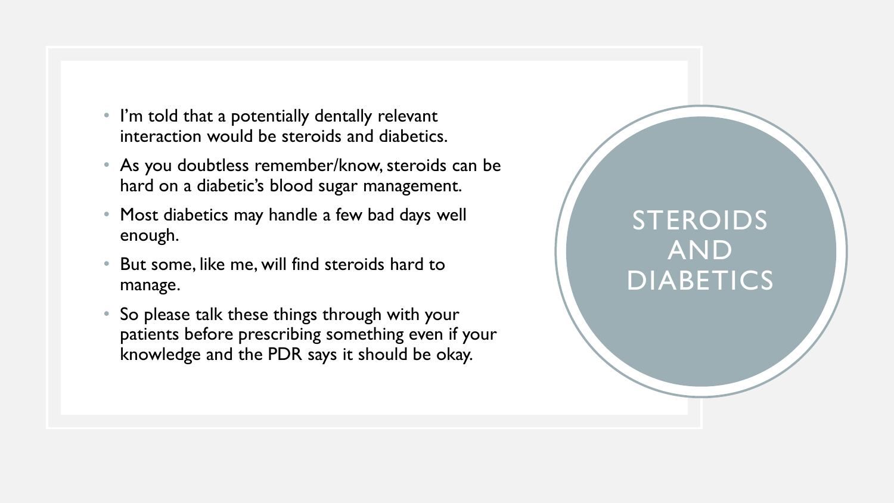# STEROIDS AND DIABETICS

- I'm told that a potentially dentally relevant interaction would be steroids and diabetics.
- As you doubtless remember/know, steroids can be hard on a diabetic's blood sugar management.
- Most diabetics may handle a few bad days well enough.
- But some, like me, will find steroids hard to manage.
- So please talk these things through with your patients before prescribing something even if your knowledge and the PDR says it should be okay.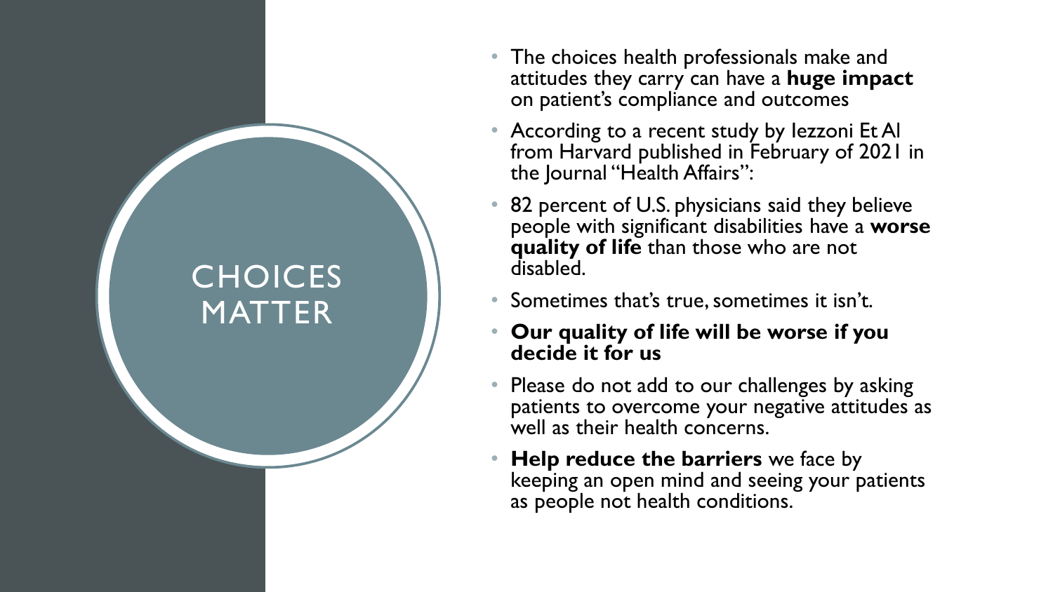# CHOICES MATTER

- The choices health professionals make and attitudes they carry can have a **huge impact** on patient's compliance and outcomes
- According to a recent study by Iezzoni Et Al from Harvard published in February of 2021 in the Journal "Health Affairs":
- 82 percent of U.S. physicians said they believe people with significant disabilities have a **worse quality of life** than those who are not disabled.
- Sometimes that's true, sometimes it isn't.
- **Our quality of life will be worse if you decide it for us**
- Please do not add to our challenges by asking patients to overcome your negative attitudes as well as their health concerns.
- **Help reduce the barriers** we face by keeping an open mind and seeing your patients as people not health conditions.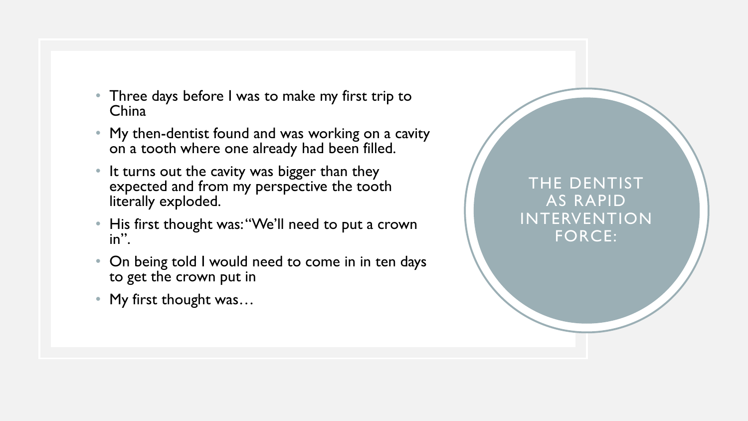## THE DENTIST AS RAPID INTERVENTION FORCE:

- Three days before I was to make my first trip to China
- My then-dentist found and was working on a cavity on a tooth where one already had been filled.
- It turns out the cavity was bigger than they expected and from my perspective the tooth literally exploded.
- His first thought was: "We'll need to put a crown in".
- On being told I would need to come in in ten days to get the crown put in
- My first thought was…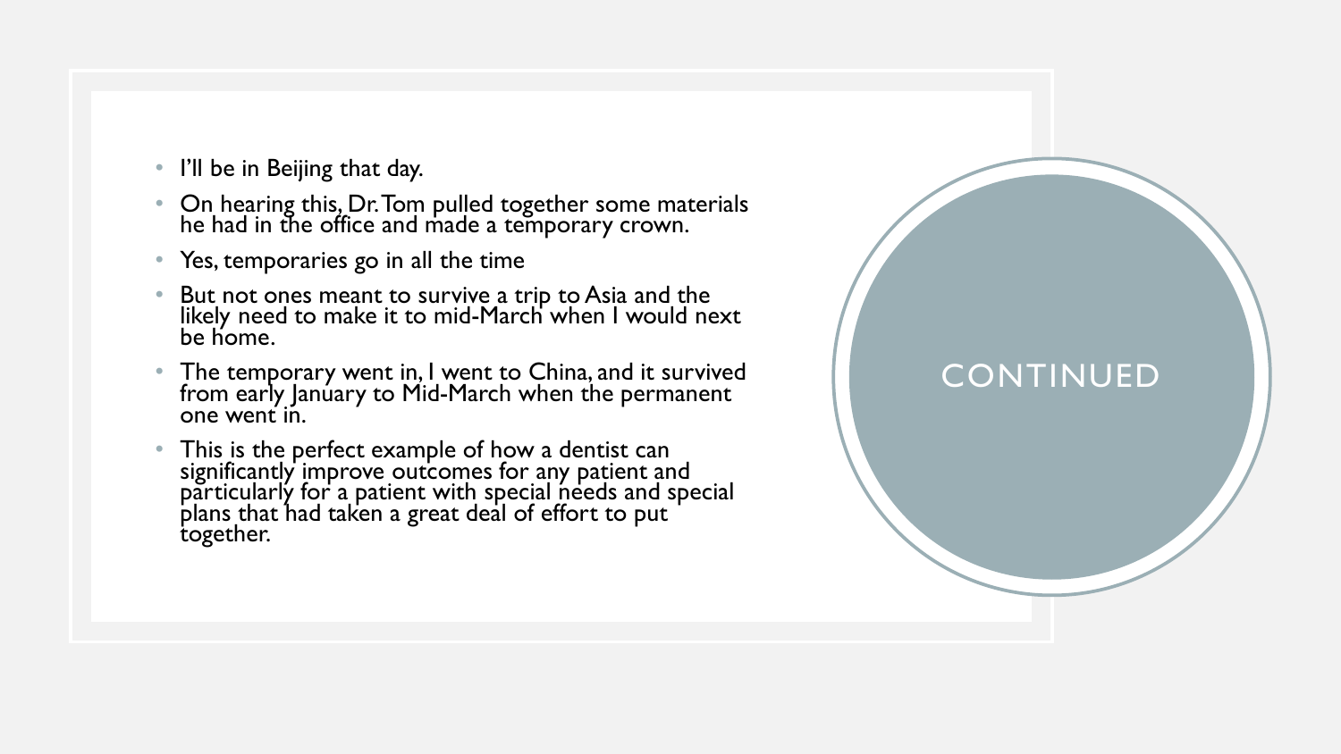# CONTINUED

- I'll be in Beijing that day.
- On hearing this, Dr. Tom pulled together some materials he had in the office and made a temporary crown.
- Yes, temporaries go in all the time
- But not ones meant to survive a trip to Asia and the likely need to make it to mid-March when I would next be home.
- The temporary went in, I went to China, and it survived from early January to Mid-March when the permanent one went in.
- This is the perfect example of how a dentist can significantly improve outcomes for any patient and particularly for a patient with special needs and special plans that had taken a great deal of effort to put together.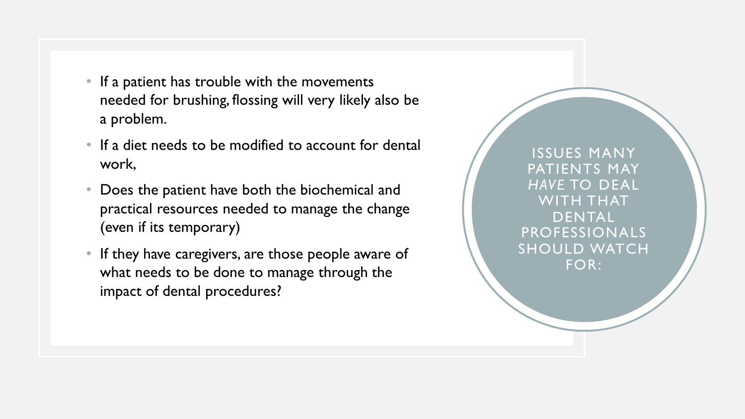## ISSUES MANY PATIENTS MAY *HAVE* TO DEAL WITH THAT DENTAL PROFESSIONALS SHOULD WATCH FOR:

- If a patient has trouble with the movements needed for brushing, flossing will very likely also be a problem.
- If a diet needs to be modified to account for dental work,
- Does the patient have both the biochemical and practical resources needed to manage the change (even if its temporary)
- If they have caregivers, are those people aware of what needs to be done to manage through the impact of dental procedures?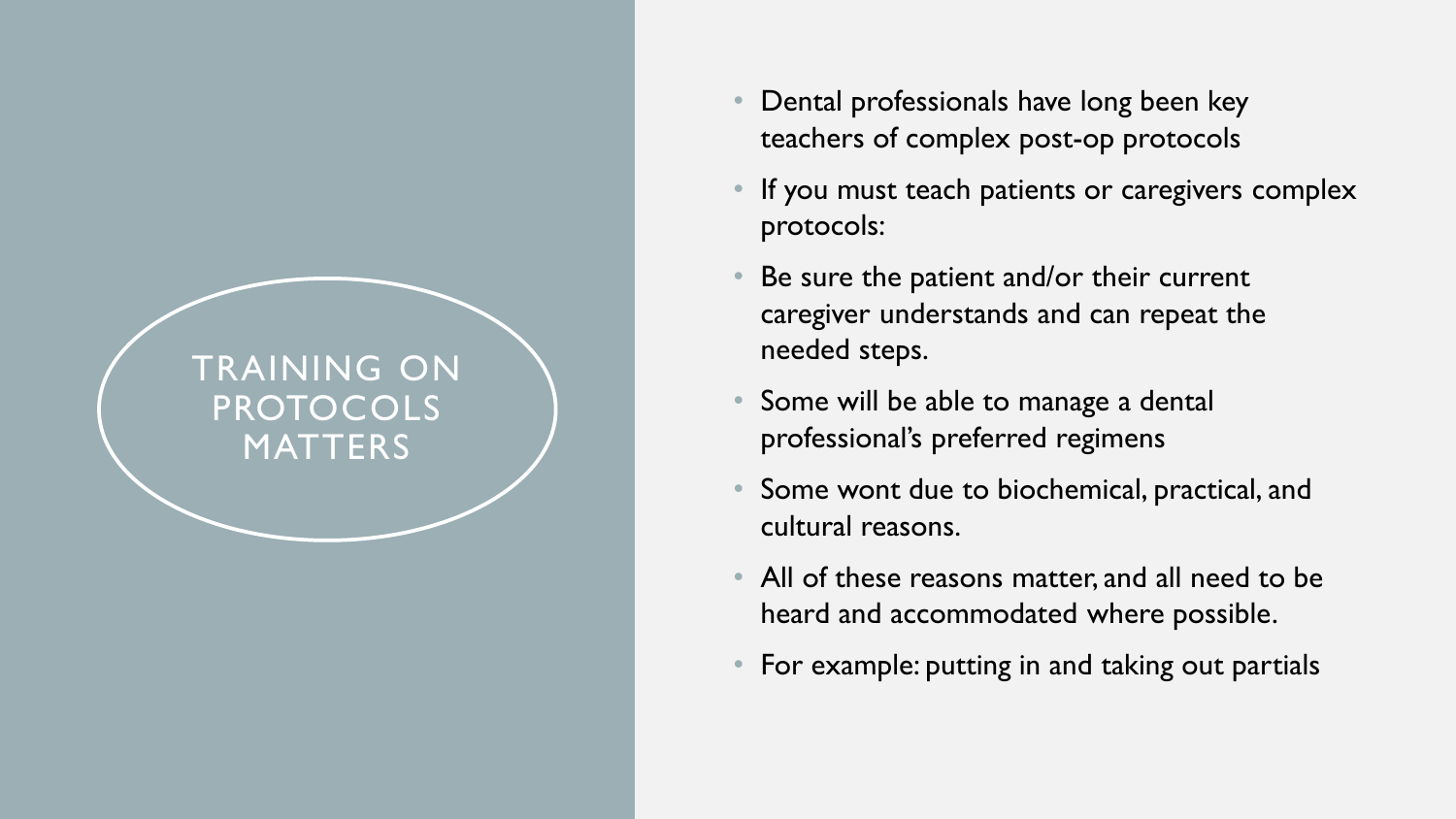# TRAINING ON PROTOCOLS MATTERS

- Dental professionals have long been key teachers of complex post-op protocols
- If you must teach patients or caregivers complex protocols:
- Be sure the patient and/or their current caregiver understands and can repeat the needed steps.
- Some will be able to manage a dental professional's preferred regimens
- Some wont due to biochemical, practical, and cultural reasons.
- All of these reasons matter, and all need to be heard and accommodated where possible.
- For example: putting in and taking out partials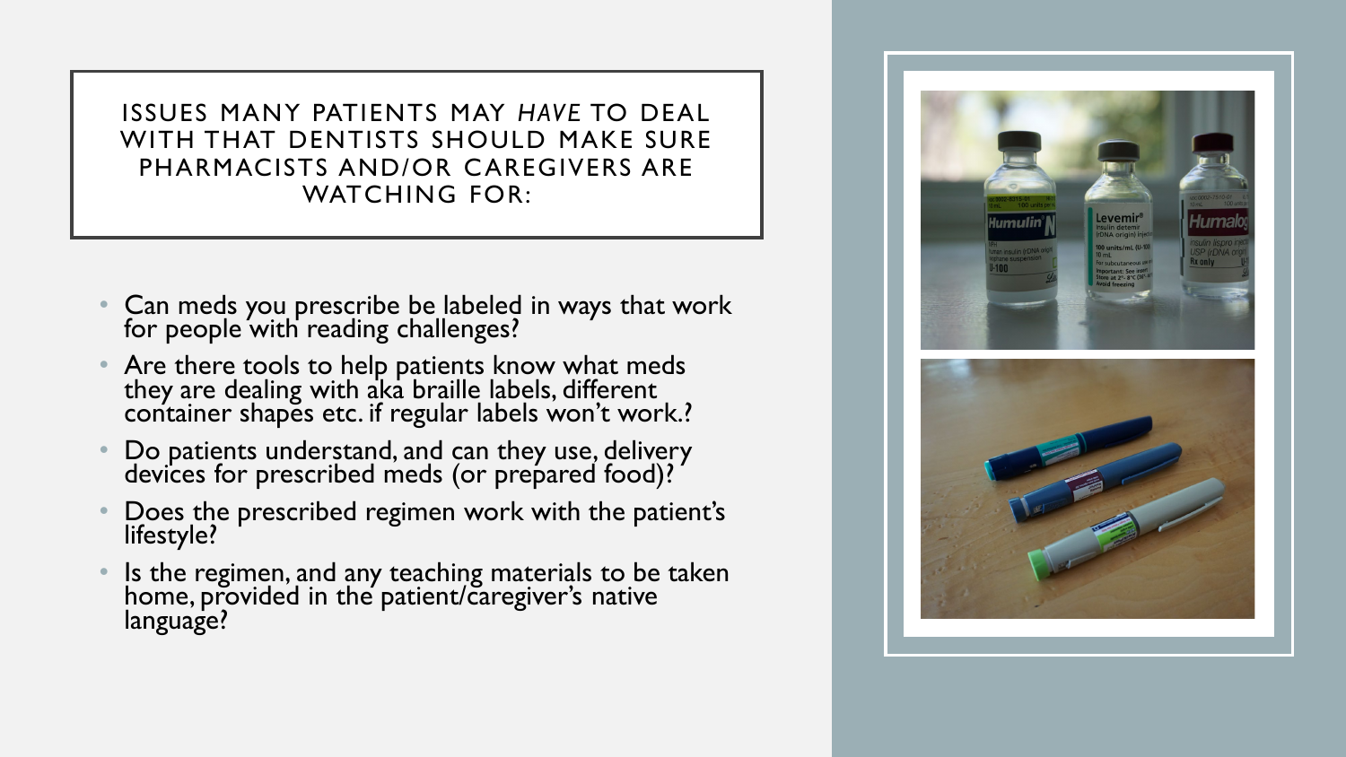## ISSUES MANY PATIENTS MAY *HAVE* TO DEAL WITH THAT DENTISTS SHOULD MAKE SURE PHARMACISTS AND/OR CAREGIVERS ARE WATCHING FOR:

- Can meds you prescribe be labeled in ways that work for people with reading challenges?
- Are there tools to help patients know what meds they are dealing with aka braille labels, different container shapes etc. if regular labels won't work.?
- Do patients understand, and can they use, delivery devices for prescribed meds (or prepared food)?
- Does the prescribed regimen work with the patient's lifestyle?
- Is the regimen, and any teaching materials to be taken home, provided in the patient/caregiver's native language?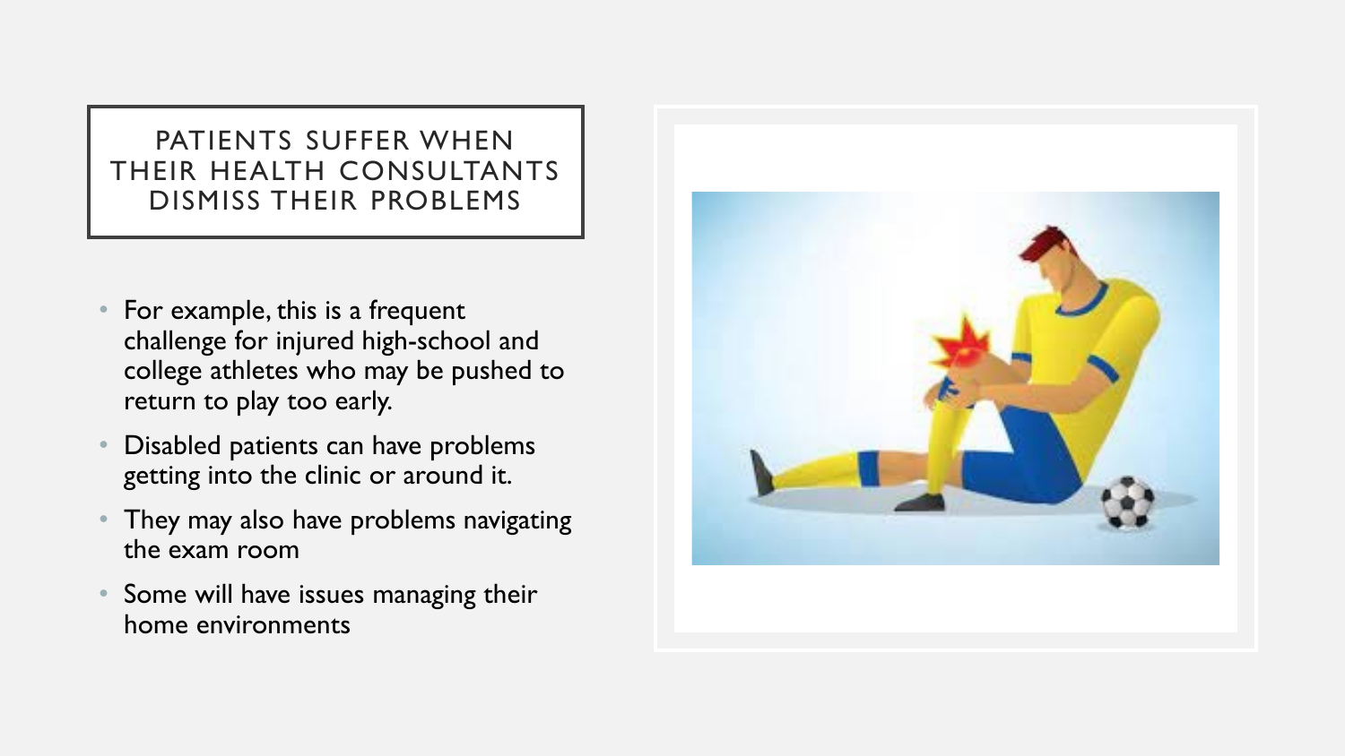# PATIENTS SUFFER WHEN THEIR HEALTH CONSULTANTS DISMISS THEIR PROBLEMS

- For example, this is a frequent challenge for injured high-school and college athletes who may be pushed to return to play too early.
- Disabled patients can have problems getting into the clinic or around it.
- They may also have problems navigating the exam room
- Some will have issues managing their home environments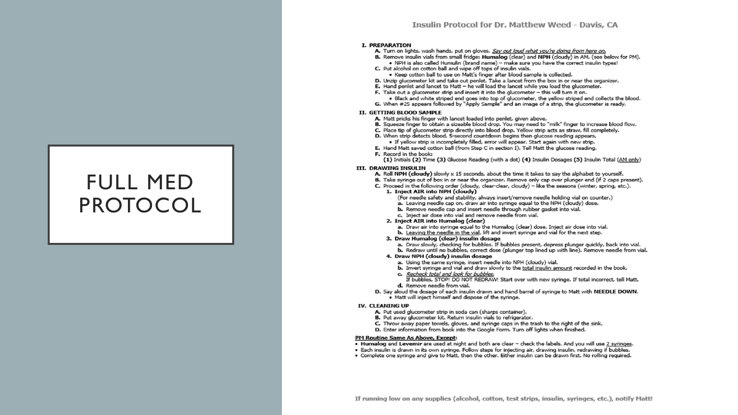# FULL MED PROTOCOL

## Insulin Protocol for Dr. Matthew Weed - Davis, CA

**I. PREPARATION**

- **A.** Turn on lights, wash hands, put on gloves. *Say out loud what you're doing from here on.*
- **B.** Remove insulin vials from small fridge: **Humalog** (clear) and **NPH** (cloudy) in AM, (see below for PM).
  - NPH is also called Humulin (brand name) – make sure you have the correct insulin types!
- **C.** Put alcohol on cotton ball and wipe off tops of insulin vials.
  - Keep cotton ball to use on Matt's finger after blood sample is collected.
- **D.** Unzip glucometer kit and take out penlet. Take a lancet from the box in or near the organizer.
- **E.** Hand penlet and lancet to Matt – he will load the lancet while you load the glucometer.
- **F.** Take out a glucometer strip and insert it into the glucometer – this will turn it on.
  - Black and white striped end goes into top of glucometer, the yellow striped end collects the blood.
- **G.** When #25 appears followed by "Apply Sample" and an image of a strip, the glucometer is ready.

**II. GETTING BLOOD SAMPLE**

- **A.** Matt pricks his finger with lancet loaded into penlet, given above.
- **B.** Squeeze finger to obtain a sizeable blood drop. You may need to "milk" finger to increase blood flow.
- **C.** Place tip of glucometer strip directly into blood drop. Yellow strip acts as straw, fill completely.
- **D.** When strip detects blood, 5-second countdown begins then glucose reading appears.
  - If yellow strip is incompletely filled, error will appear. Start again with new strip.
- **E.** Hand Matt saved cotton ball (from Step C in section I). Tell Matt the glucose reading.
- **F.** Record in the book:
  **(1)** Initials **(2)** Time **(3)** Glucose Reading (with a dot) **(4)** Insulin Dosages **(5)** Insulin Total (AM only)

**III. DRAWING INSULIN**

- **A.** Roll **NPH (cloudy)** slowly x 15 seconds, about the time it takes to say the alphabet to yourself.
- **B.** Take syringe out of box in or near the organizer. Remove only cap over plunger end (if 2 caps present).
- **C.** Proceed in the following order (cloudy, clear-clear, cloudy) – like the seasons (winter, spring, etc.).
  1. **Inject AIR into NPH (cloudy)**
     (For needle safety and stability, always insert/remove needle holding vial on counter.)
     - **a.** Leaving needle cap on, draw air into syringe equal to the NPH (cloudy) dose.
     - **b.** Remove needle cap and insert needle through rubber gasket into vial.
     - **c.** Inject air dose into vial and remove needle from vial.
  2. **Inject AIR into Humalog (clear)**
     - **a.** Draw air into syringe equal to the Humalog (clear) dose. Inject air dose into vial.
     - **b.** Leaving the needle in the vial, lift and invert syringe and vial for the next step.
  3. **Draw Humalog (clear) insulin dosage**
     - **a.** Draw slowly, checking for bubbles. If bubbles present, depress plunger quickly, back into vial.
     - **b.** Redraw until no bubbles, correct dose (plunger top lined up with line). Remove needle from vial.
  4. **Draw NPH (cloudy) insulin dosage**
     - **a.** Using the same syringe, insert needle into NPH (cloudy) vial.
     - **b.** Invert syringe and vial and draw slowly to the total insulin amount recorded in the book.
     - **c.** *Recheck total and look for bubbles.*
       If bubbles, STOP! DO NOT REDRAW! Start over with new syringe. If total incorrect, tell Matt.
     - **d.** Remove needle from vial.
- **D.** Say aloud the dosage of each insulin drawn and hand barrel of syringe to Matt with **NEEDLE DOWN**.
  - Matt will inject himself and dispose of the syringe.

**IV. CLEANING UP**

- **A.** Put used glucometer strip in soda can (sharps container).
- **B.** Put away glucometer kit. Return insulin vials to refrigerator.
- **C.** Throw away paper towels, gloves, and syringe caps in the trash to the right of the sink.
- **D.** Enter information from book into the Google Form. Turn off lights when finished.

**PM Routine Same As Above, Except:**

- **Humalog** and **Levemir** are used at night and both are clear – check the labels. And you will use 2 syringes.
- Each insulin is drawn in its own syringe. Follow steps for injecting air, drawing insulin, redrawing if bubbles.
- Complete one syringe and give to Matt, then the other. Either insulin can be drawn first. No rolling required.

If running low on any supplies (alcohol, cotton, test strips, insulin, syringes, etc.), notify Matt!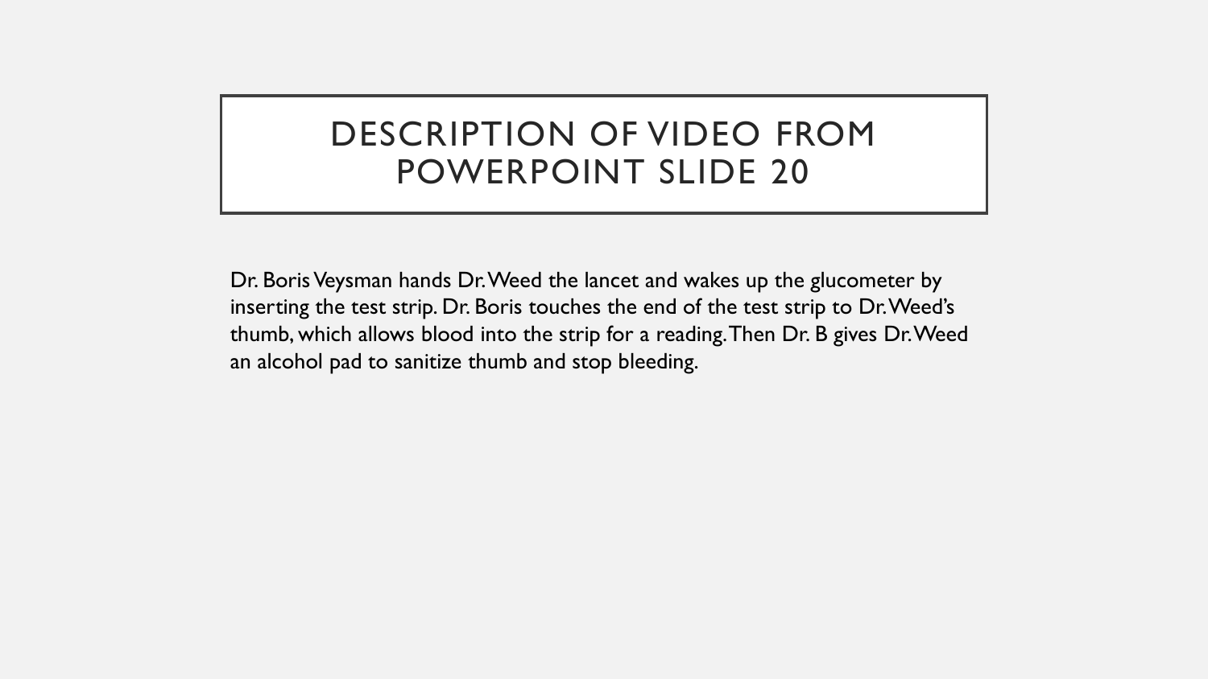# DESCRIPTION OF VIDEO FROM POWERPOINT SLIDE 20

Dr. Boris Veysman hands Dr. Weed the lancet and wakes up the glucometer by inserting the test strip. Dr. Boris touches the end of the test strip to Dr. Weed's thumb, which allows blood into the strip for a reading. Then Dr. B gives Dr. Weed an alcohol pad to sanitize thumb and stop bleeding.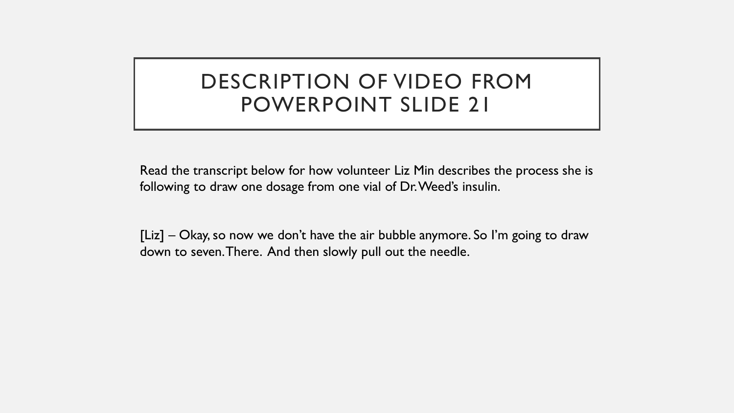# DESCRIPTION OF VIDEO FROM POWERPOINT SLIDE 21

Read the transcript below for how volunteer Liz Min describes the process she is following to draw one dosage from one vial of Dr. Weed's insulin.

[Liz] – Okay, so now we don't have the air bubble anymore. So I'm going to draw down to seven. There. And then slowly pull out the needle.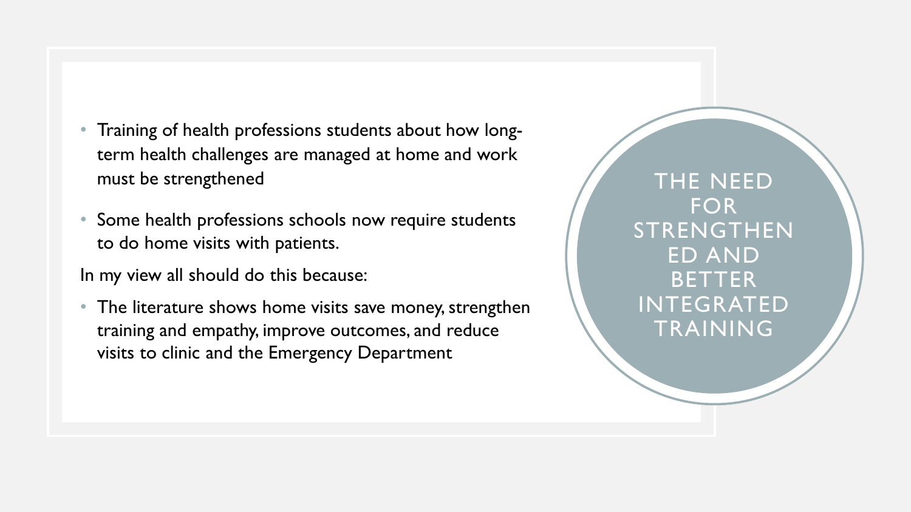## THE NEED FOR STRENGTHENED AND BETTER INTEGRATED TRAINING

- Training of health professions students about how long-term health challenges are managed at home and work must be strengthened
- Some health professions schools now require students to do home visits with patients.

In my view all should do this because:

- The literature shows home visits save money, strengthen training and empathy, improve outcomes, and reduce visits to clinic and the Emergency Department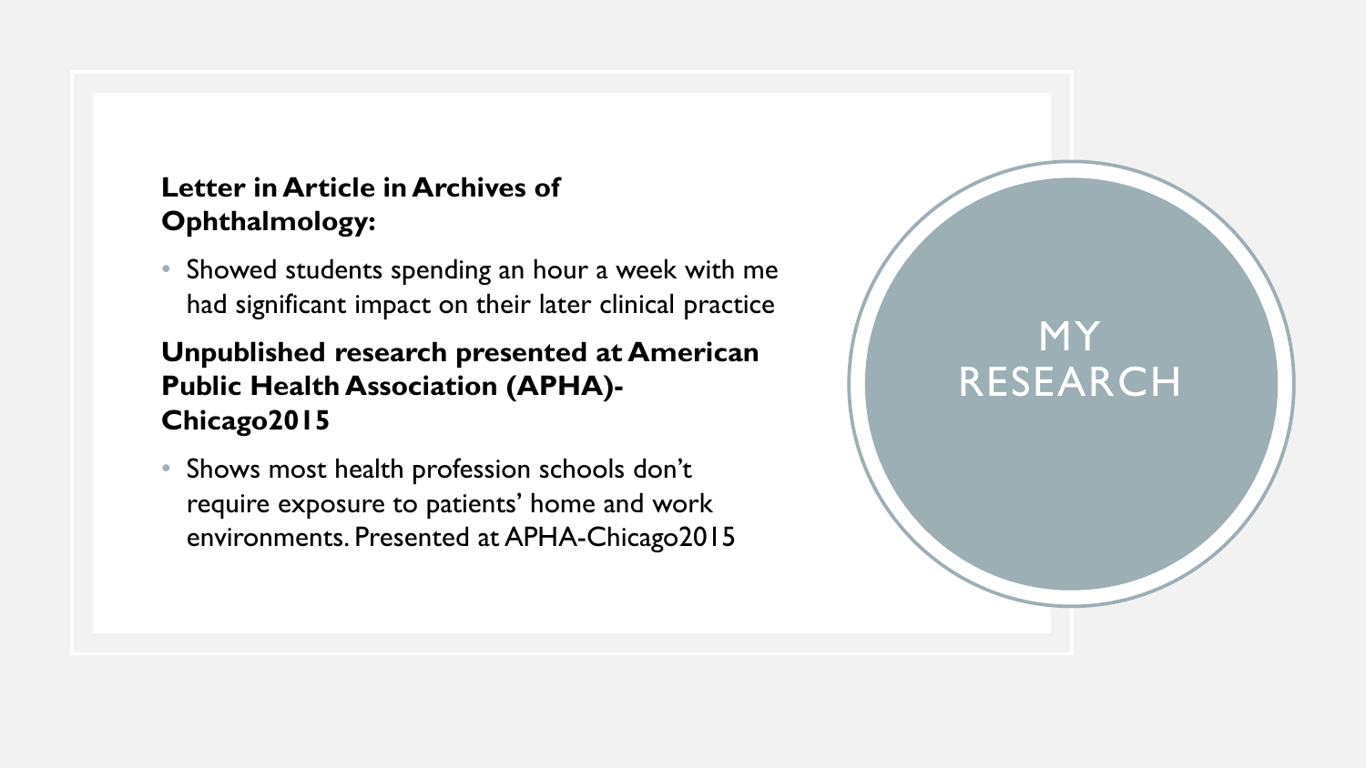# MY RESEARCH

**Letter in Article in Archives of Ophthalmology:**

- Showed students spending an hour a week with me had significant impact on their later clinical practice

**Unpublished research presented at American Public Health Association (APHA)-Chicago2015**

- Shows most health profession schools don't require exposure to patients' home and work environments. Presented at APHA-Chicago2015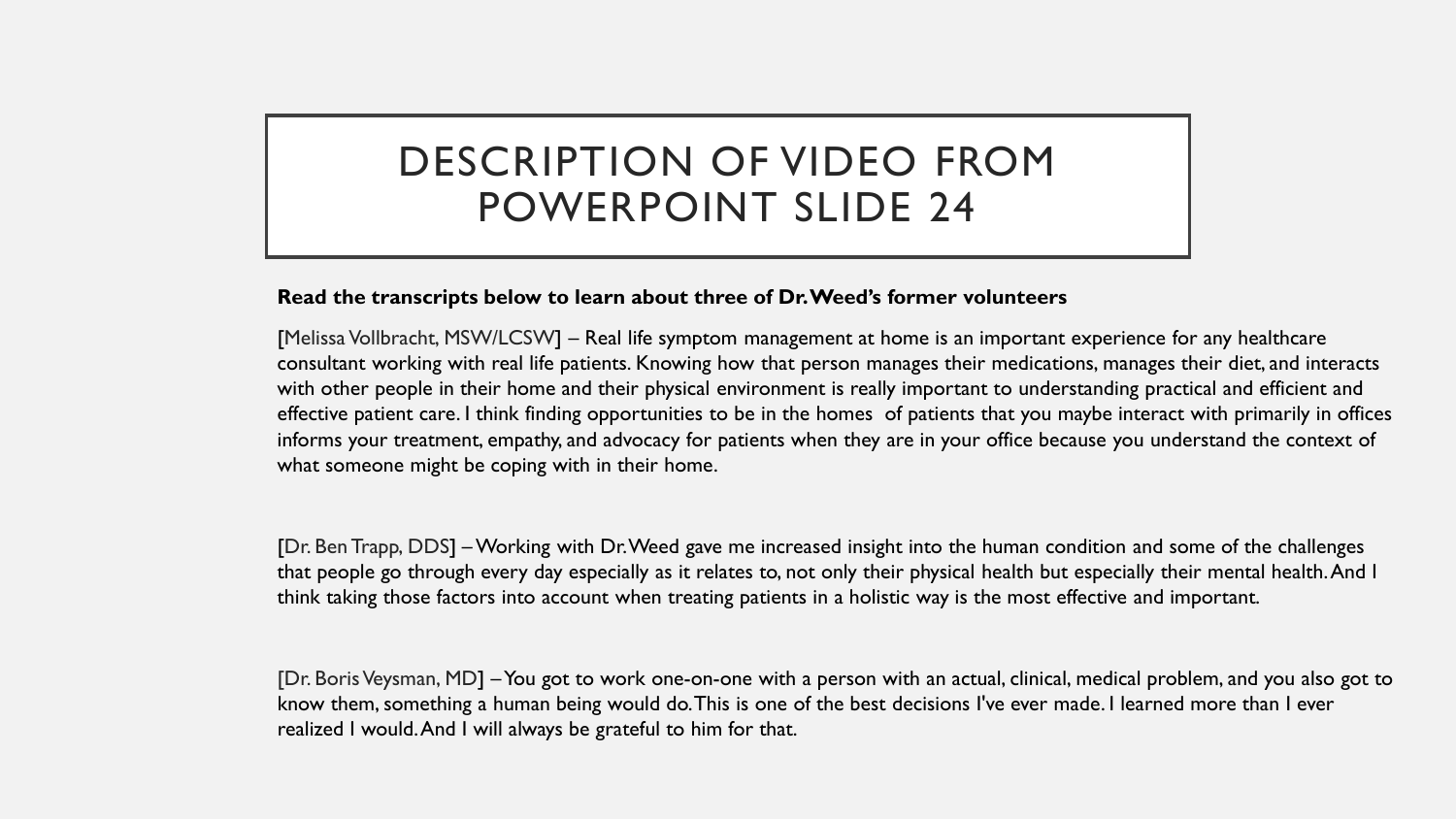# DESCRIPTION OF VIDEO FROM POWERPOINT SLIDE 24

**Read the transcripts below to learn about three of Dr. Weed's former volunteers**

[Melissa Vollbracht, MSW/LCSW] – Real life symptom management at home is an important experience for any healthcare consultant working with real life patients. Knowing how that person manages their medications, manages their diet, and interacts with other people in their home and their physical environment is really important to understanding practical and efficient and effective patient care. I think finding opportunities to be in the homes of patients that you maybe interact with primarily in offices informs your treatment, empathy, and advocacy for patients when they are in your office because you understand the context of what someone might be coping with in their home.

[Dr. Ben Trapp, DDS] – Working with Dr. Weed gave me increased insight into the human condition and some of the challenges that people go through every day especially as it relates to, not only their physical health but especially their mental health. And I think taking those factors into account when treating patients in a holistic way is the most effective and important.

[Dr. Boris Veysman, MD] – You got to work one-on-one with a person with an actual, clinical, medical problem, and you also got to know them, something a human being would do. This is one of the best decisions I've ever made. I learned more than I ever realized I would. And I will always be grateful to him for that.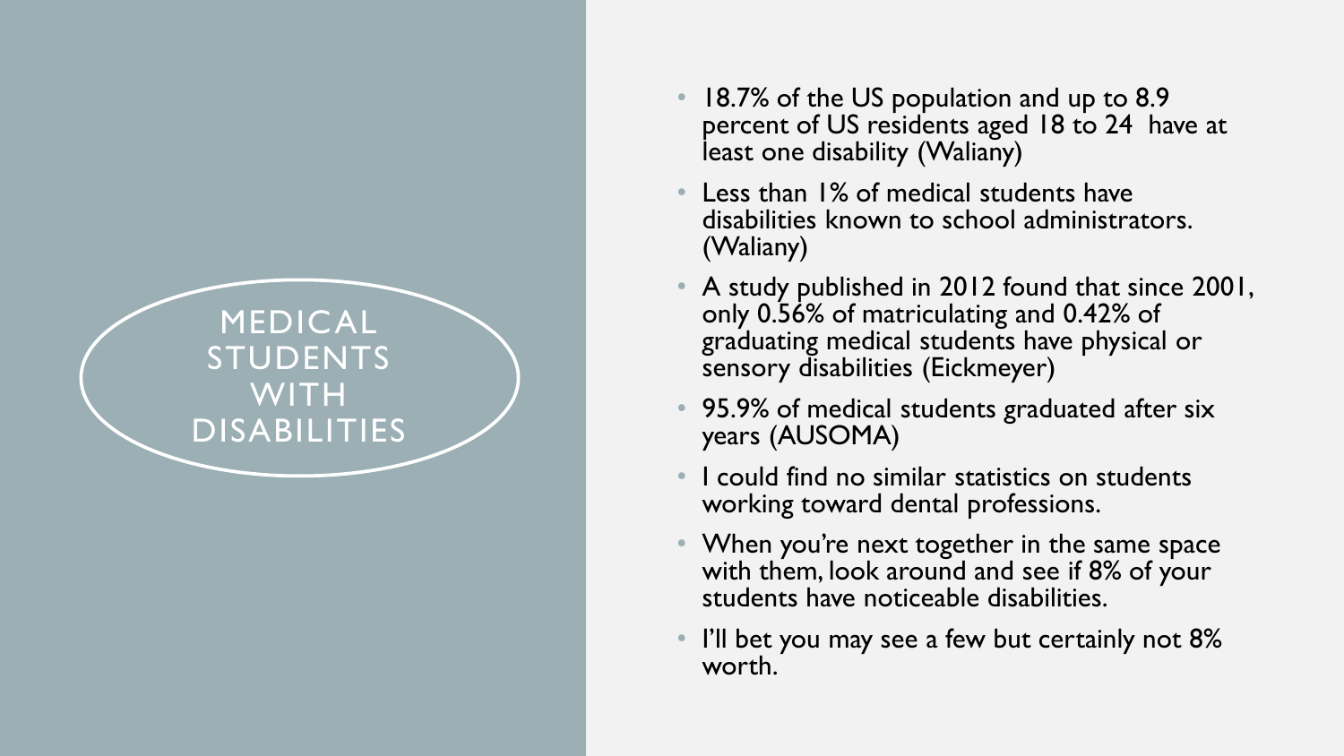# MEDICAL STUDENTS WITH DISABILITIES

- 18.7% of the US population and up to 8.9 percent of US residents aged 18 to 24 have at least one disability (Waliany)
- Less than 1% of medical students have disabilities known to school administrators. (Waliany)
- A study published in 2012 found that since 2001, only 0.56% of matriculating and 0.42% of graduating medical students have physical or sensory disabilities (Eickmeyer)
- 95.9% of medical students graduated after six years (AUSOMA)
- I could find no similar statistics on students working toward dental professions.
- When you're next together in the same space with them, look around and see if 8% of your students have noticeable disabilities.
- I'll bet you may see a few but certainly not 8% worth.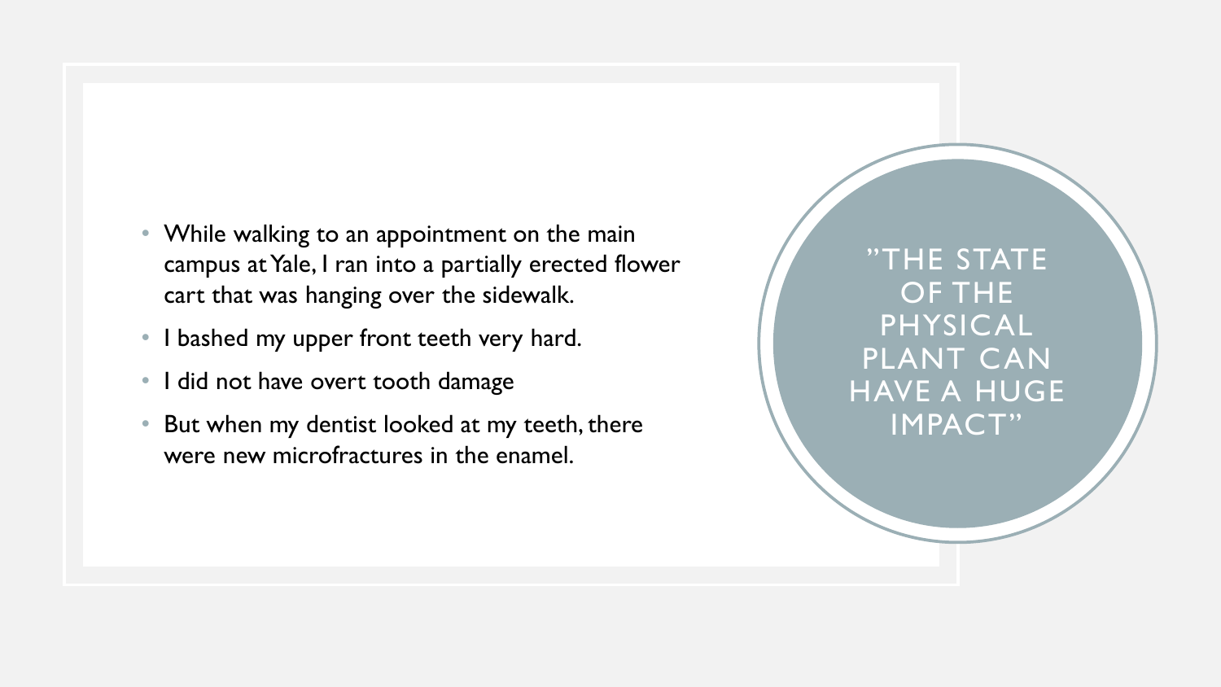- While walking to an appointment on the main campus at Yale, I ran into a partially erected flower cart that was hanging over the sidewalk.
- I bashed my upper front teeth very hard.
- I did not have overt tooth damage
- But when my dentist looked at my teeth, there were new microfractures in the enamel.

"THE STATE OF THE PHYSICAL PLANT CAN HAVE A HUGE IMPACT"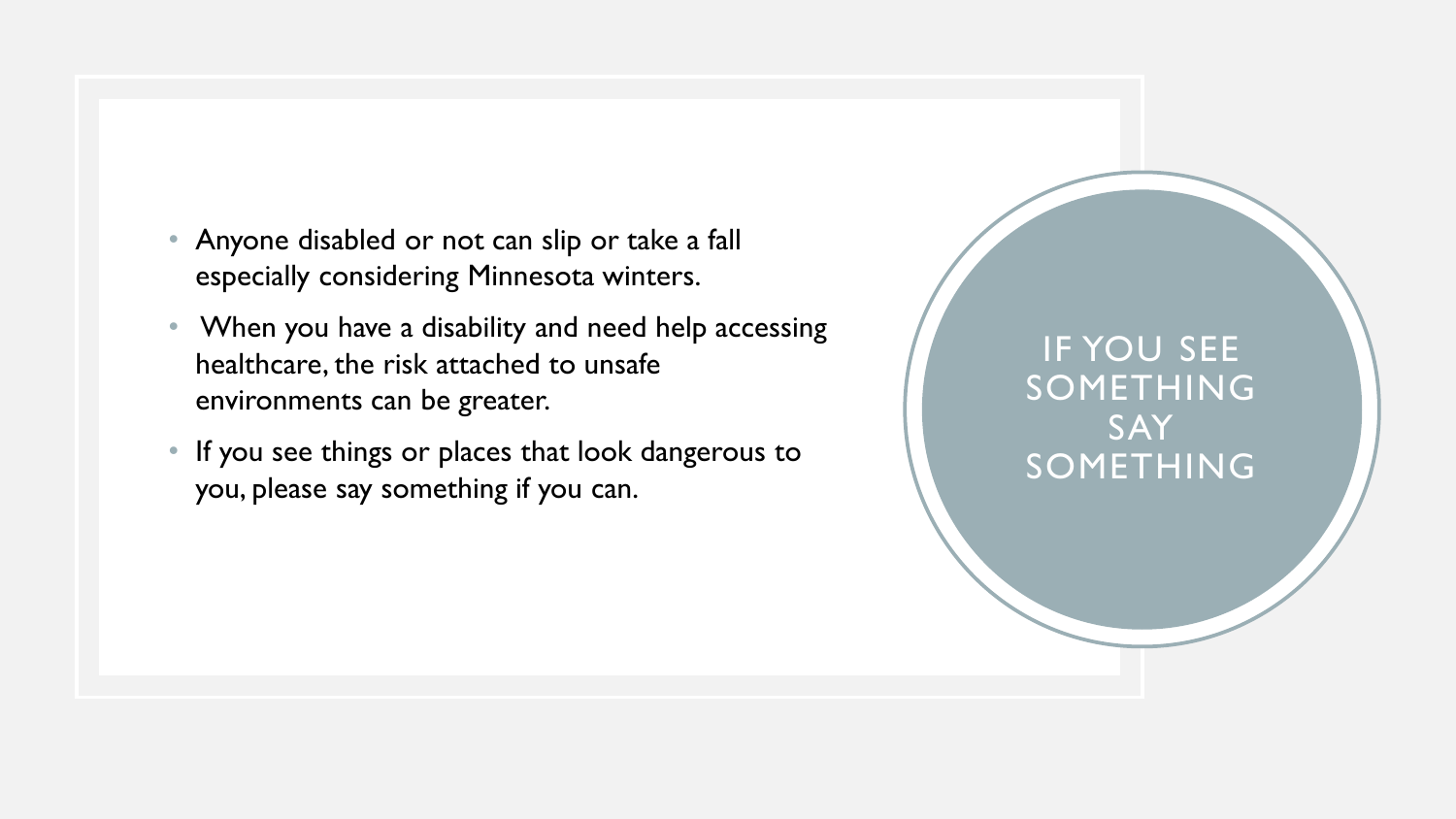# IF YOU SEE SOMETHING SAY SOMETHING

- Anyone disabled or not can slip or take a fall especially considering Minnesota winters.
- When you have a disability and need help accessing healthcare, the risk attached to unsafe environments can be greater.
- If you see things or places that look dangerous to you, please say something if you can.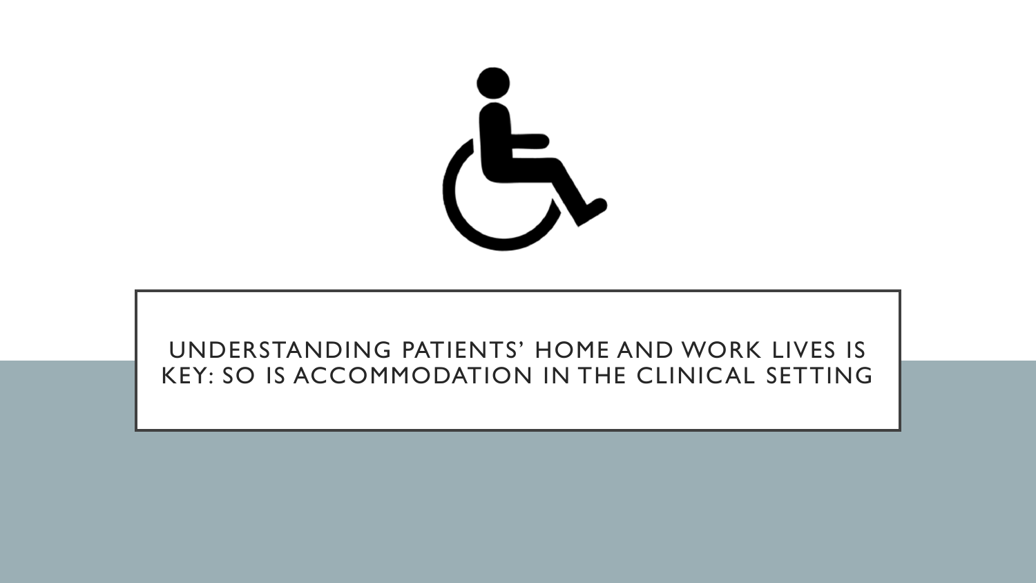# UNDERSTANDING PATIENTS' HOME AND WORK LIVES IS KEY: SO IS ACCOMMODATION IN THE CLINICAL SETTING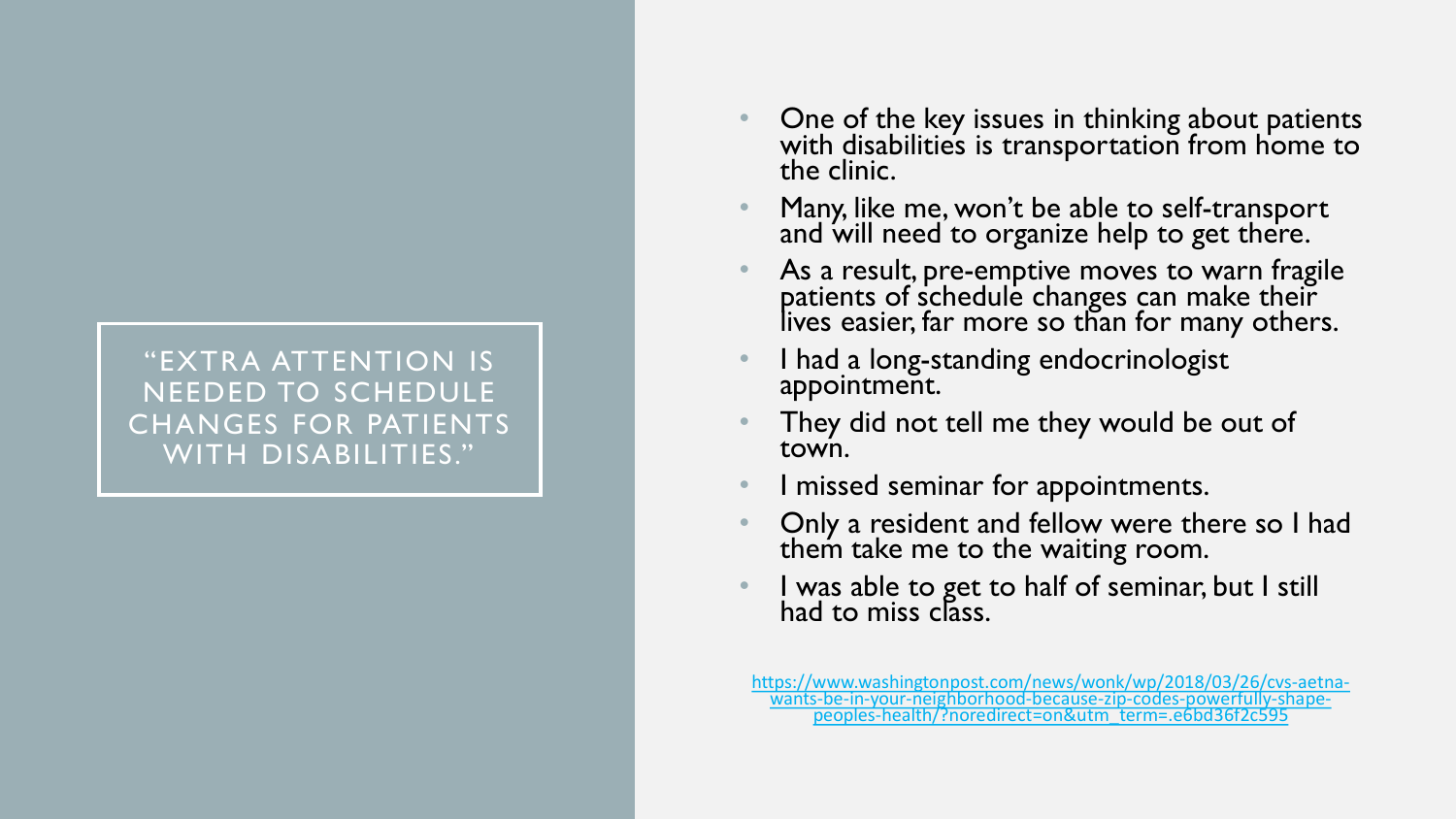## "EXTRA ATTENTION IS NEEDED TO SCHEDULE CHANGES FOR PATIENTS WITH DISABILITIES."

- One of the key issues in thinking about patients with disabilities is transportation from home to the clinic.
- Many, like me, won't be able to self-transport and will need to organize help to get there.
- As a result, pre-emptive moves to warn fragile patients of schedule changes can make their lives easier, far more so than for many others.
- I had a long-standing endocrinologist appointment.
- They did not tell me they would be out of town.
- I missed seminar for appointments.
- Only a resident and fellow were there so I had them take me to the waiting room.
- I was able to get to half of seminar, but I still had to miss class.

https://www.washingtonpost.com/news/wonk/wp/2018/03/26/cvs-aetna-wants-be-in-your-neighborhood-because-zip-codes-powerfully-shape-peoples-health/?noredirect=on&utm_term=.e6bd36f2c595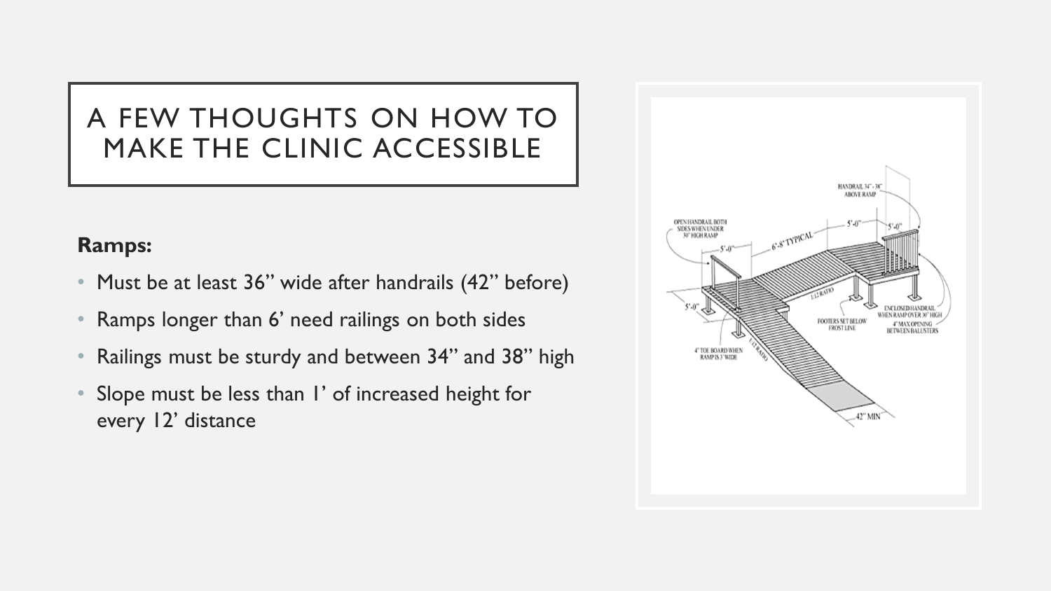# A FEW THOUGHTS ON HOW TO MAKE THE CLINIC ACCESSIBLE

**Ramps:**

- Must be at least 36” wide after handrails (42” before)
- Ramps longer than 6’ need railings on both sides
- Railings must be sturdy and between 34” and 38” high
- Slope must be less than 1’ of increased height for every 12’ distance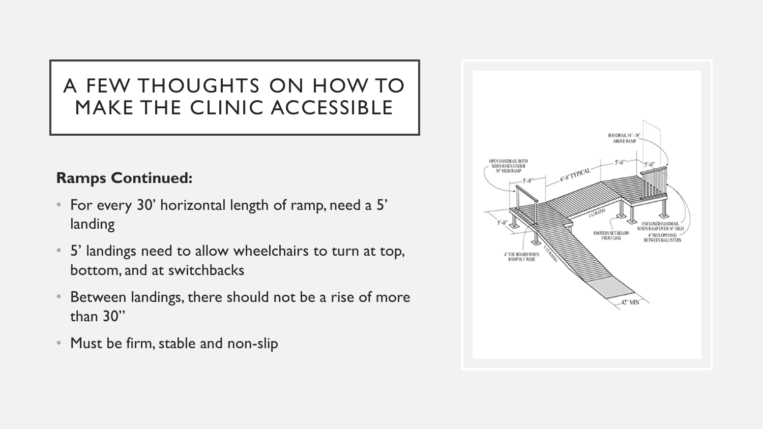# A FEW THOUGHTS ON HOW TO MAKE THE CLINIC ACCESSIBLE

**Ramps Continued:**

- For every 30' horizontal length of ramp, need a 5' landing
- 5' landings need to allow wheelchairs to turn at top, bottom, and at switchbacks
- Between landings, there should not be a rise of more than 30"
- Must be firm, stable and non-slip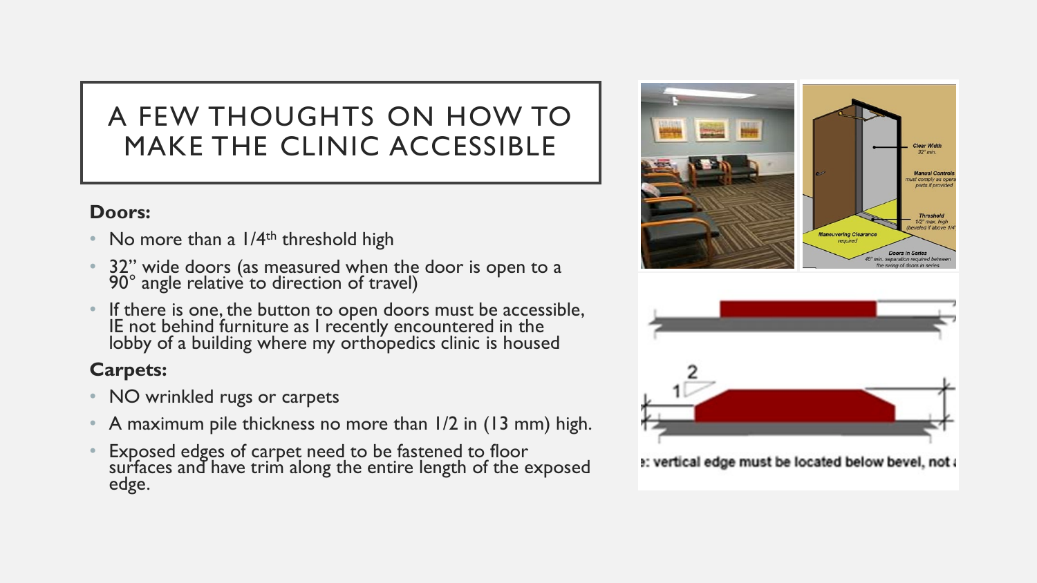# A FEW THOUGHTS ON HOW TO MAKE THE CLINIC ACCESSIBLE

**Doors:**

- No more than a 1/4th threshold high
- 32" wide doors (as measured when the door is open to a 90° angle relative to direction of travel)
- If there is one, the button to open doors must be accessible, IE not behind furniture as I recently encountered in the lobby of a building where my orthopedics clinic is housed

**Carpets:**

- NO wrinkled rugs or carpets
- A maximum pile thickness no more than 1/2 in (13 mm) high.
- Exposed edges of carpet need to be fastened to floor surfaces and have trim along the entire length of the exposed edge.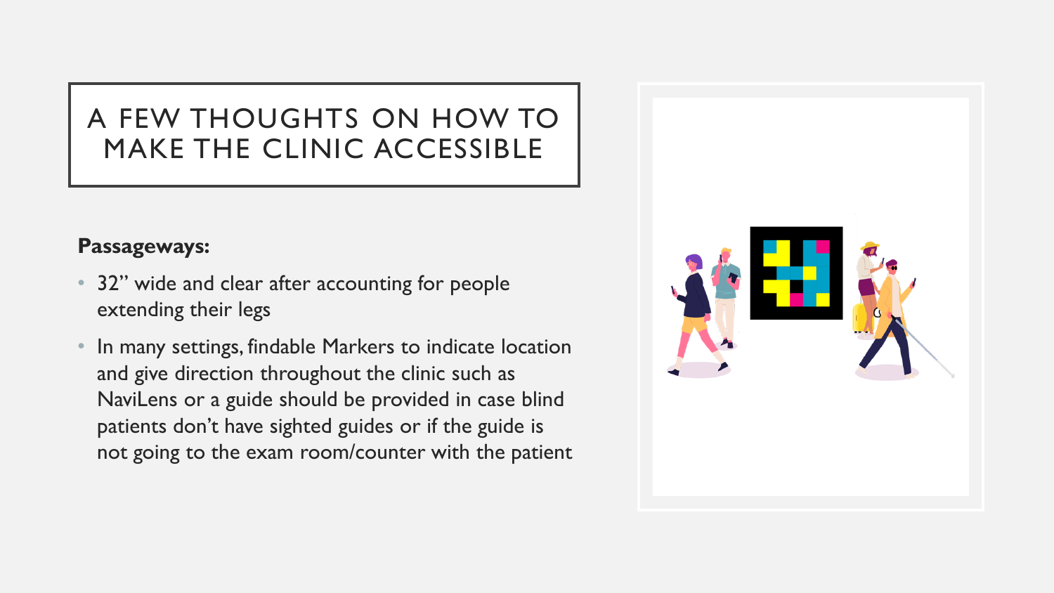# A FEW THOUGHTS ON HOW TO MAKE THE CLINIC ACCESSIBLE

**Passageways:**

- 32" wide and clear after accounting for people extending their legs
- In many settings, findable Markers to indicate location and give direction throughout the clinic such as NaviLens or a guide should be provided in case blind patients don't have sighted guides or if the guide is not going to the exam room/counter with the patient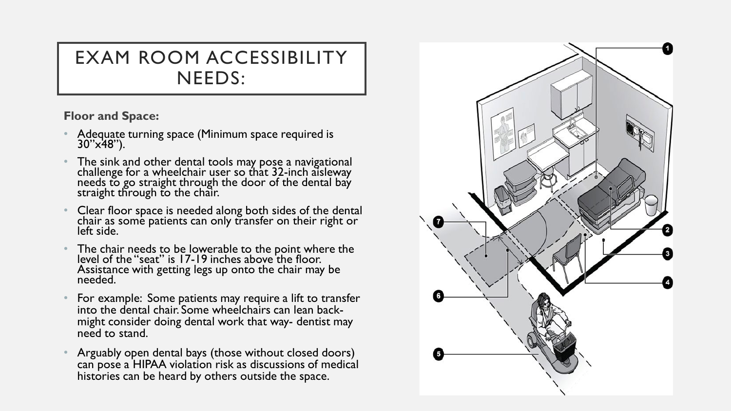# EXAM ROOM ACCESSIBILITY NEEDS:

**Floor and Space:**

- Adequate turning space (Minimum space required is 30"x48").
- The sink and other dental tools may pose a navigational challenge for a wheelchair user so that 32-inch aisleway needs to go straight through the door of the dental bay straight through to the chair.
- Clear floor space is needed along both sides of the dental chair as some patients can only transfer on their right or left side.
- The chair needs to be lowerable to the point where the level of the "seat" is 17-19 inches above the floor. Assistance with getting legs up onto the chair may be needed.
- For example: Some patients may require a lift to transfer into the dental chair. Some wheelchairs can lean back- might consider doing dental work that way- dentist may need to stand.
- Arguably open dental bays (those without closed doors) can pose a HIPAA violation risk as discussions of medical histories can be heard by others outside the space.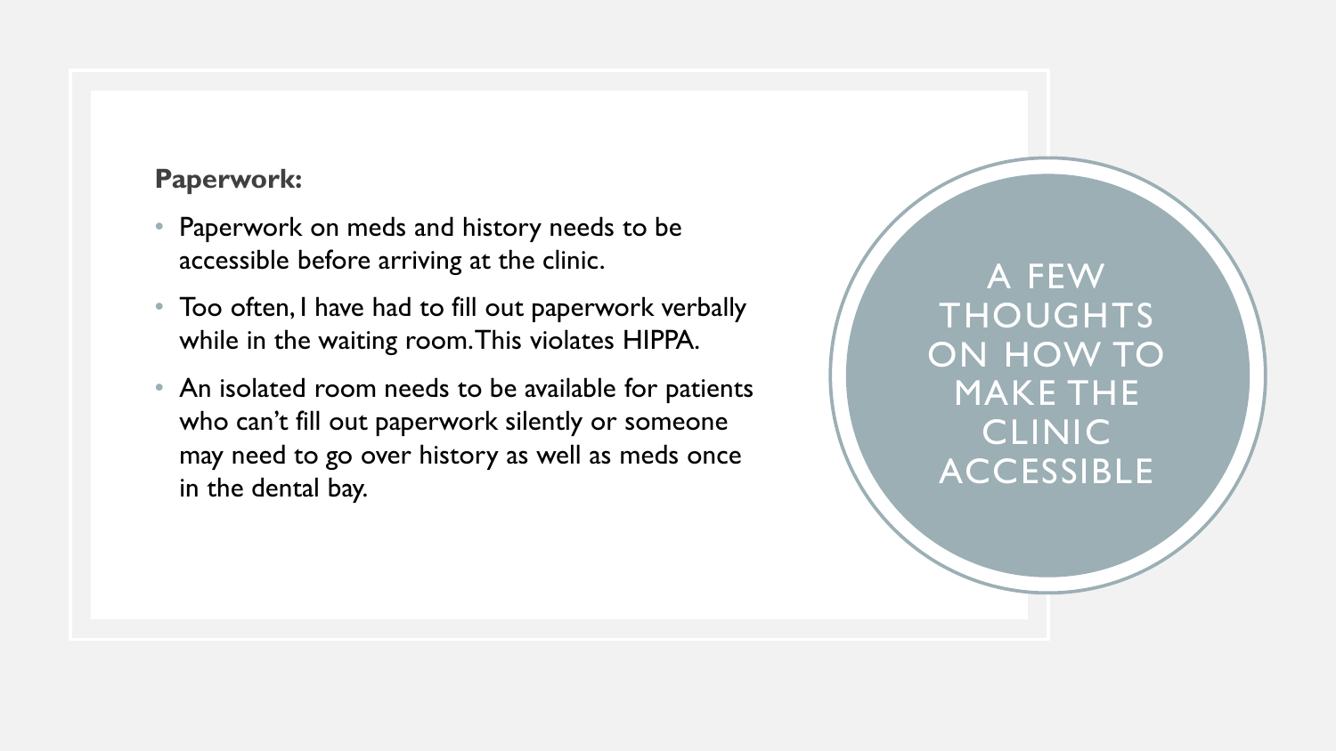# A FEW THOUGHTS ON HOW TO MAKE THE CLINIC ACCESSIBLE

**Paperwork:**

- Paperwork on meds and history needs to be accessible before arriving at the clinic.
- Too often, I have had to fill out paperwork verbally while in the waiting room. This violates HIPPA.
- An isolated room needs to be available for patients who can't fill out paperwork silently or someone may need to go over history as well as meds once in the dental bay.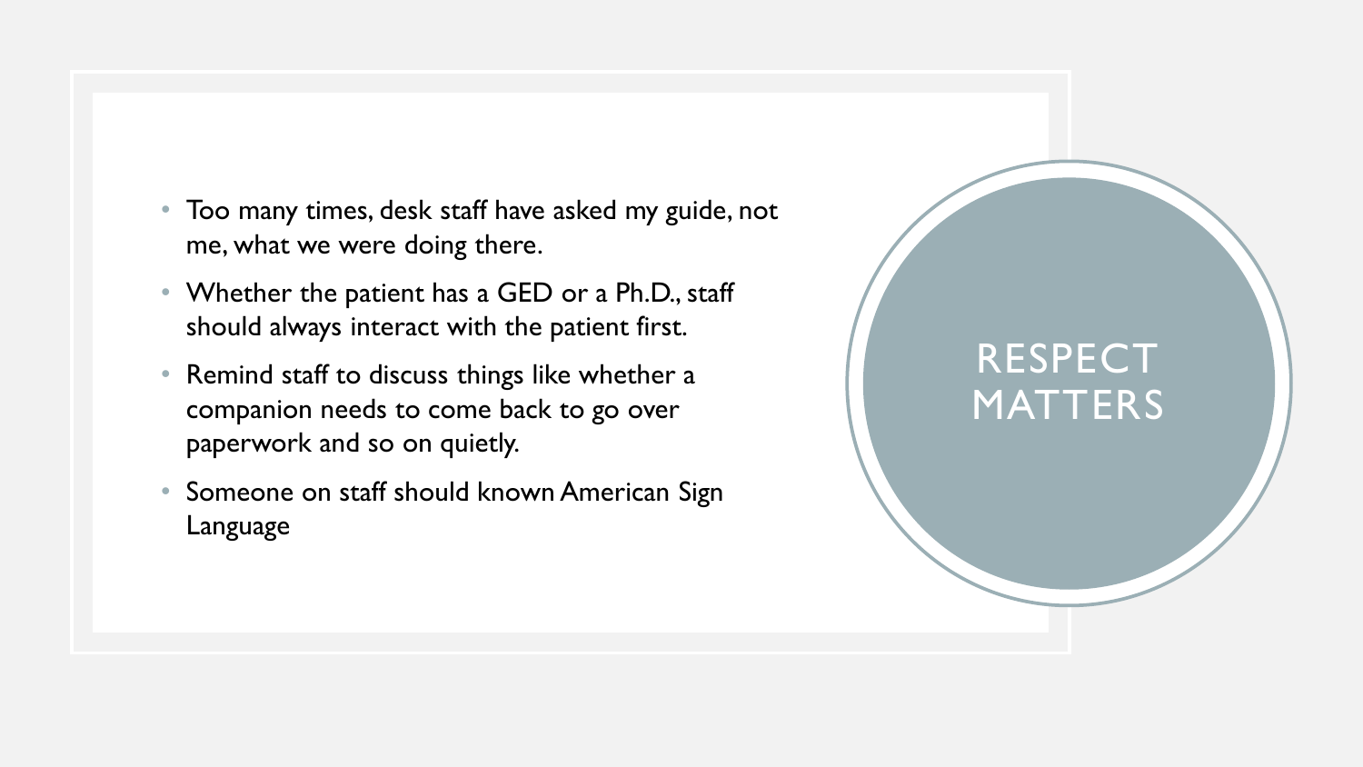# RESPECT MATTERS

- Too many times, desk staff have asked my guide, not me, what we were doing there.
- Whether the patient has a GED or a Ph.D., staff should always interact with the patient first.
- Remind staff to discuss things like whether a companion needs to come back to go over paperwork and so on quietly.
- Someone on staff should known American Sign Language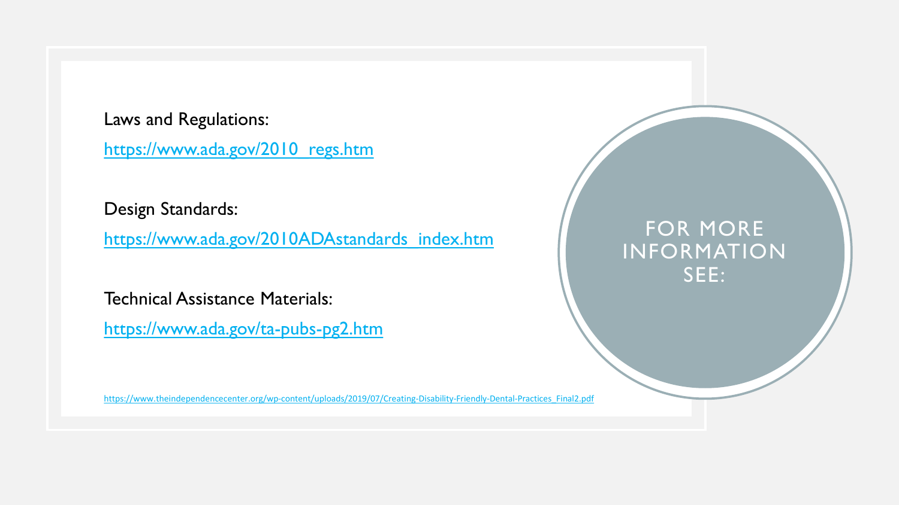## FOR MORE INFORMATION SEE:

Laws and Regulations:

https://www.ada.gov/2010_regs.htm

Design Standards:

https://www.ada.gov/2010ADAstandards_index.htm

Technical Assistance Materials:

https://www.ada.gov/ta-pubs-pg2.htm

https://www.theindependencecenter.org/wp-content/uploads/2019/07/Creating-Disability-Friendly-Dental-Practices_Final2.pdf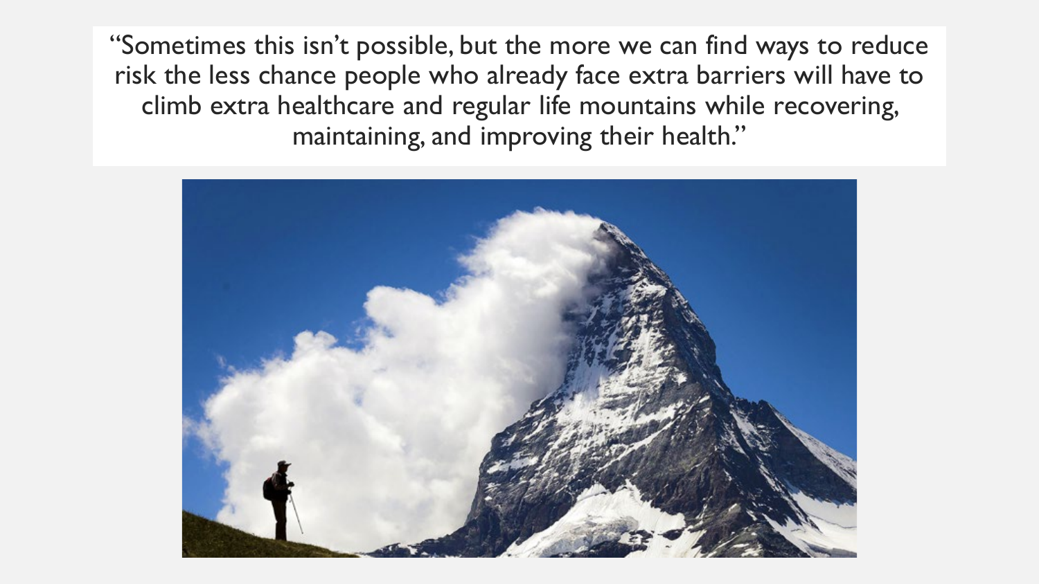"Sometimes this isn't possible, but the more we can find ways to reduce risk the less chance people who already face extra barriers will have to climb extra healthcare and regular life mountains while recovering, maintaining, and improving their health."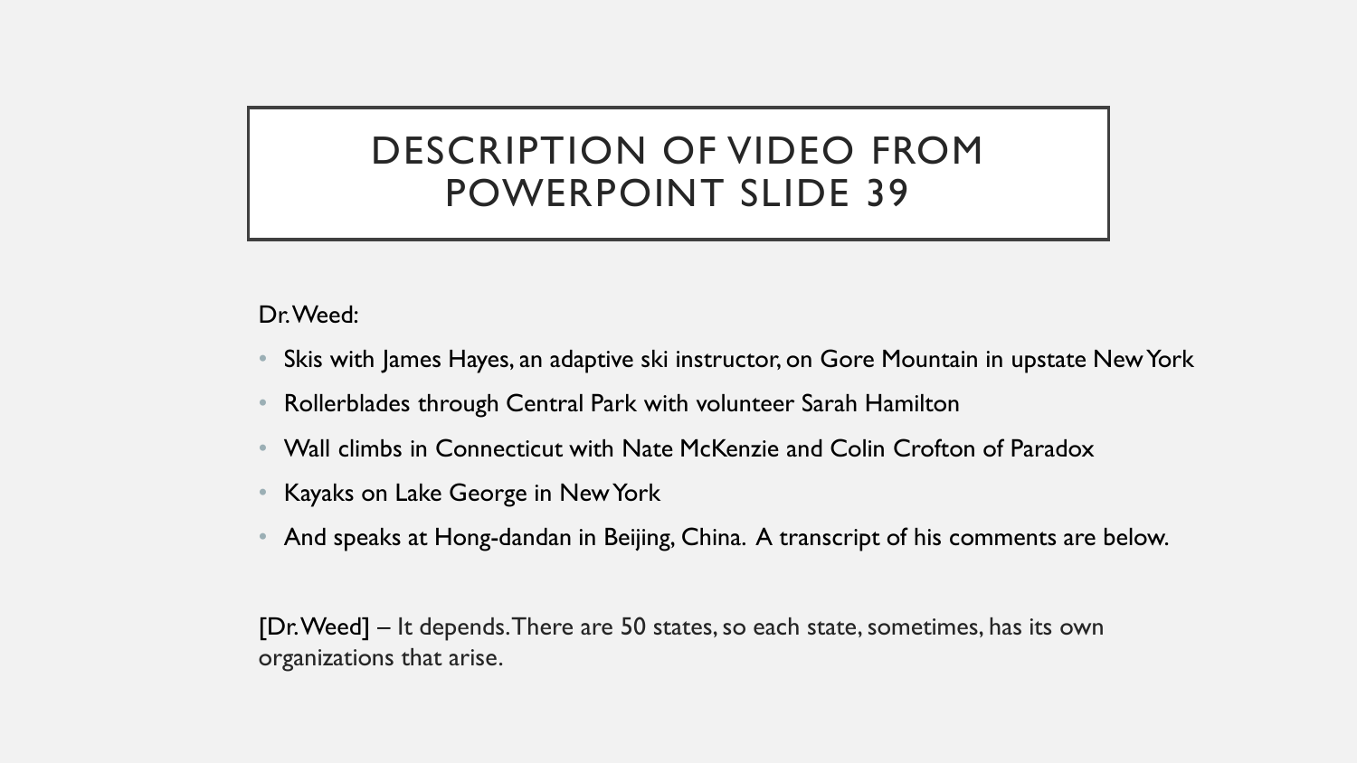# DESCRIPTION OF VIDEO FROM POWERPOINT SLIDE 39

Dr. Weed:

- Skis with James Hayes, an adaptive ski instructor, on Gore Mountain in upstate New York
- Rollerblades through Central Park with volunteer Sarah Hamilton
- Wall climbs in Connecticut with Nate McKenzie and Colin Crofton of Paradox
- Kayaks on Lake George in New York
- And speaks at Hong-dandan in Beijing, China. A transcript of his comments are below.

[Dr. Weed] – It depends. There are 50 states, so each state, sometimes, has its own organizations that arise.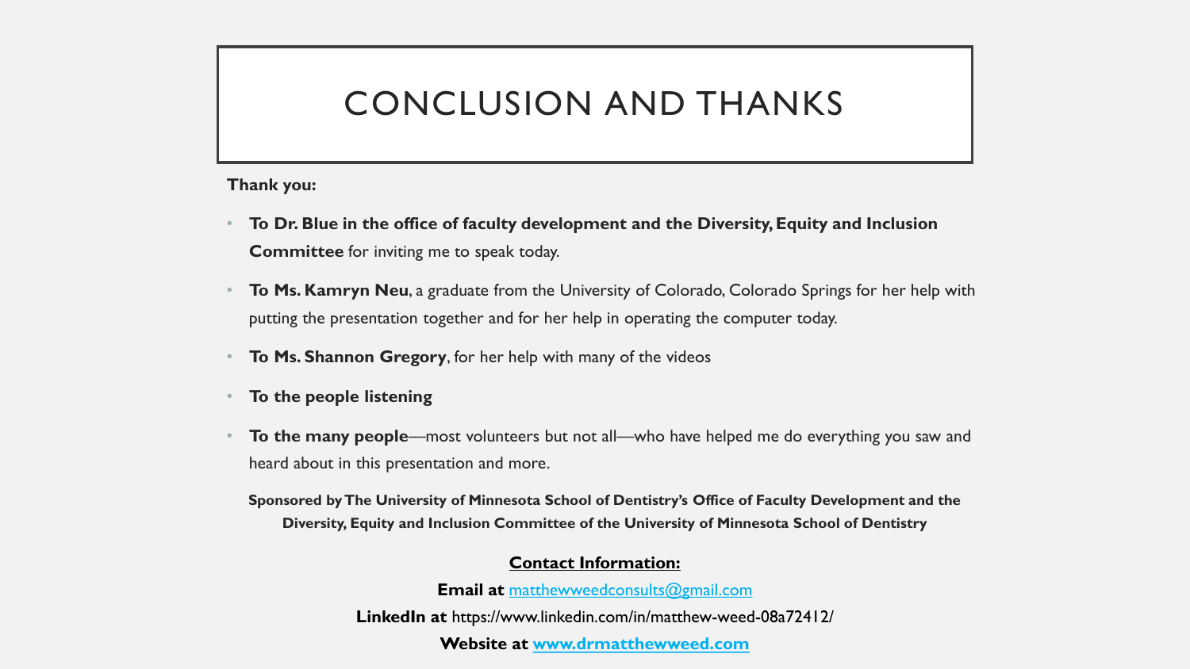# CONCLUSION AND THANKS

**Thank you:**

- **To Dr. Blue in the office of faculty development and the Diversity, Equity and Inclusion Committee** for inviting me to speak today.
- **To Ms. Kamryn Neu**, a graduate from the University of Colorado, Colorado Springs for her help with putting the presentation together and for her help in operating the computer today.
- **To Ms. Shannon Gregory**, for her help with many of the videos
- **To the people listening**
- **To the many people**—most volunteers but not all—who have helped me do everything you saw and heard about in this presentation and more.

**Sponsored by The University of Minnesota School of Dentistry's Office of Faculty Development and the Diversity, Equity and Inclusion Committee of the University of Minnesota School of Dentistry**

**Contact Information:**

**Email at** matthewweedconsults@gmail.com

**LinkedIn at** https://www.linkedin.com/in/matthew-weed-08a72412/

**Website at** **www.drmatthewweed.com**